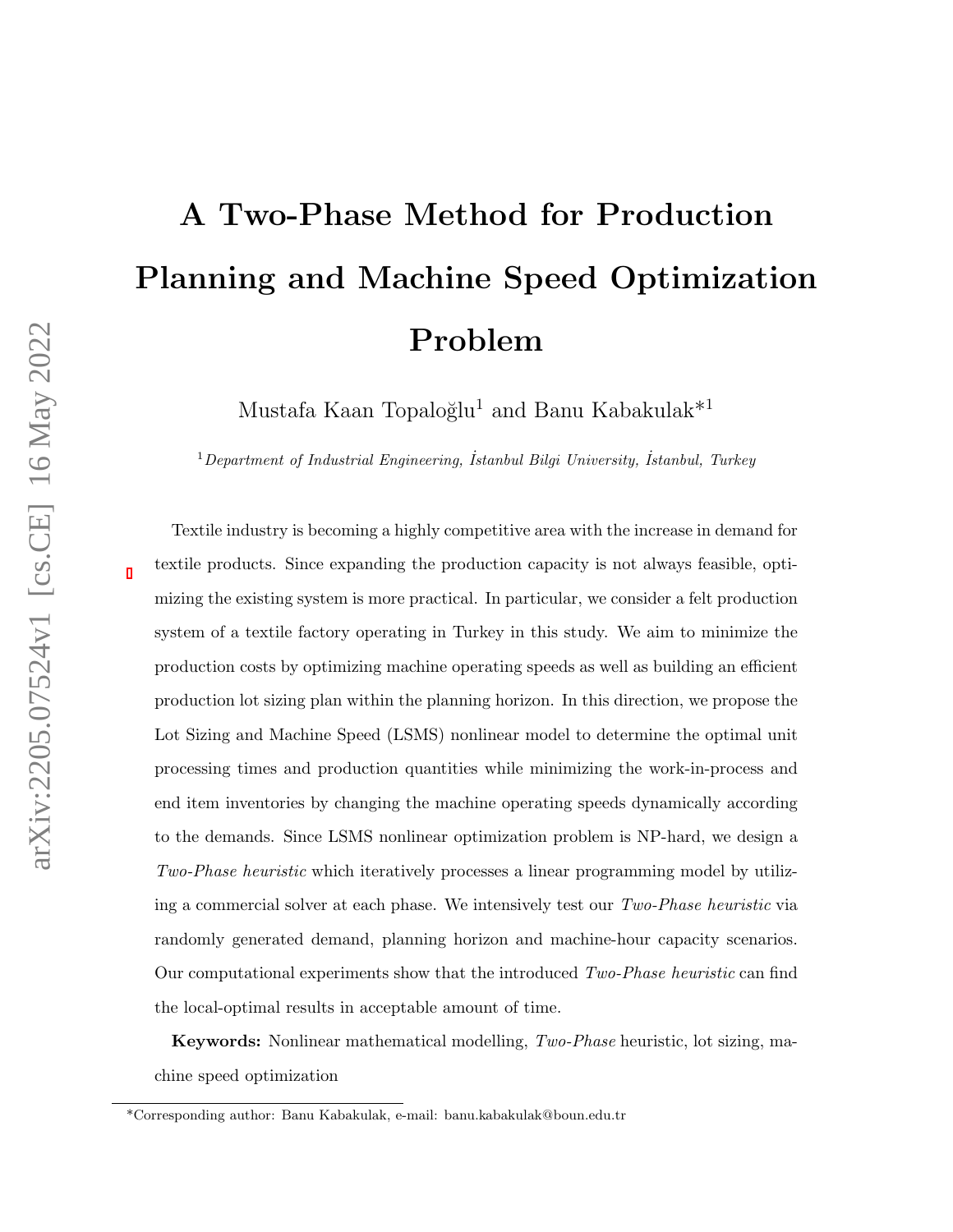# A Two-Phase Method for Production Planning and Machine Speed Optimization Problem

Mustafa Kaan Topaloğlu[1] and Banu Kabakulak*[1]

[1] *Department of Industrial Engineering, İstanbul Bilgi University, İstanbul, Turkey*

Textile industry is becoming a highly competitive area with the increase in demand for textile products. Since expanding the production capacity is not always feasible, optimizing the existing system is more practical. In particular, we consider a felt production system of a textile factory operating in Turkey in this study. We aim to minimize the production costs by optimizing machine operating speeds as well as building an efficient production lot sizing plan within the planning horizon. In this direction, we propose the Lot Sizing and Machine Speed (LSMS) nonlinear model to determine the optimal unit processing times and production quantities while minimizing the work-in-process and end item inventories by changing the machine operating speeds dynamically according to the demands. Since LSMS nonlinear optimization problem is NP-hard, we design a *Two-Phase heuristic* which iteratively processes a linear programming model by utilizing a commercial solver at each phase. We intensively test our *Two-Phase heuristic* via randomly generated demand, planning horizon and machine-hour capacity scenarios. Our computational experiments show that the introduced *Two-Phase heuristic* can find the local-optimal results in acceptable amount of time.

**Keywords:** Nonlinear mathematical modelling, *Two-Phase* heuristic, lot sizing, machine speed optimization

*Corresponding author: Banu Kabakulak, e-mail: banu.kabakulak@boun.edu.tr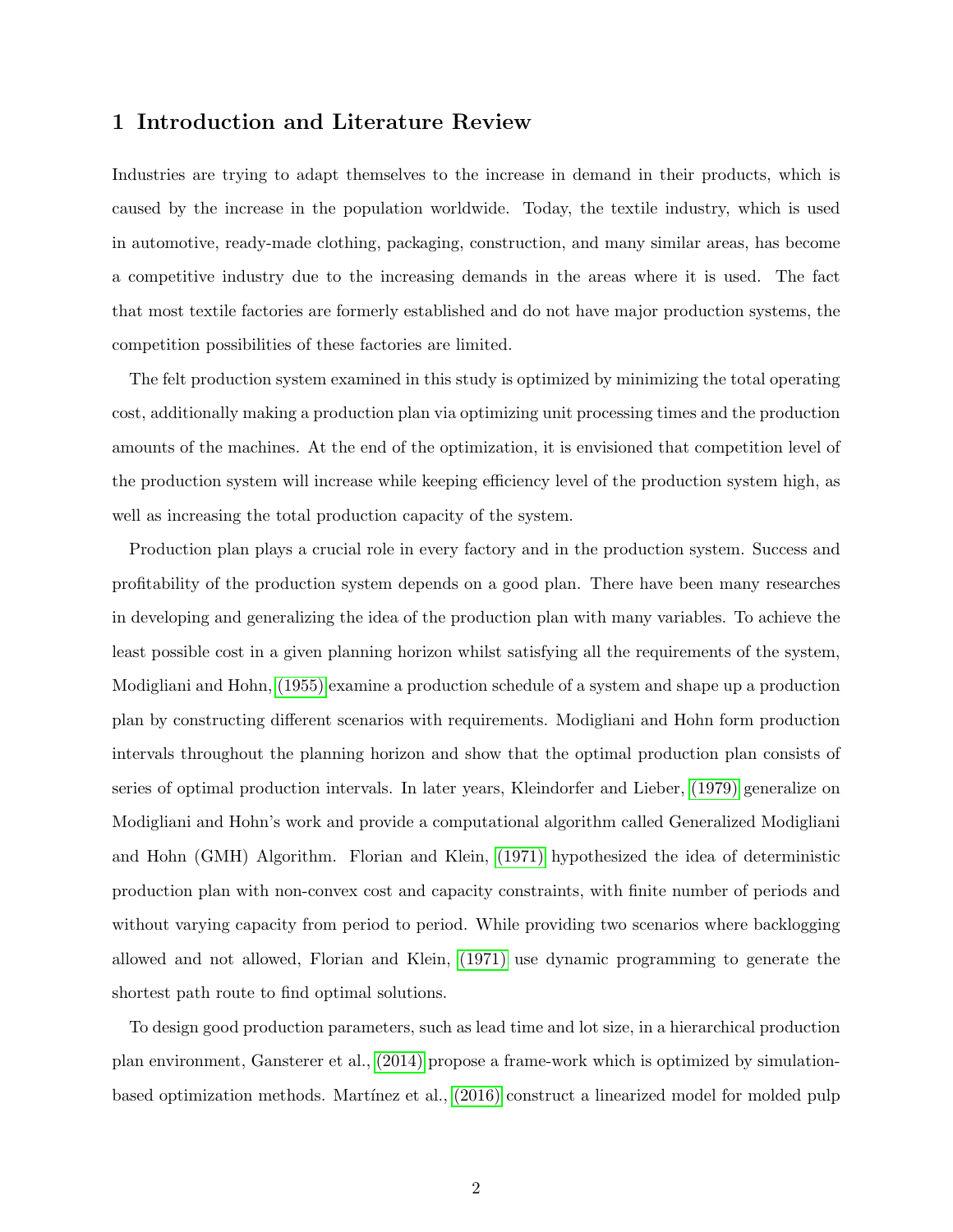## 1 Introduction and Literature Review

Industries are trying to adapt themselves to the increase in demand in their products, which is caused by the increase in the population worldwide. Today, the textile industry, which is used in automotive, ready-made clothing, packaging, construction, and many similar areas, has become a competitive industry due to the increasing demands in the areas where it is used. The fact that most textile factories are formerly established and do not have major production systems, the competition possibilities of these factories are limited.

The felt production system examined in this study is optimized by minimizing the total operating cost, additionally making a production plan via optimizing unit processing times and the production amounts of the machines. At the end of the optimization, it is envisioned that competition level of the production system will increase while keeping efficiency level of the production system high, as well as increasing the total production capacity of the system.

Production plan plays a crucial role in every factory and in the production system. Success and profitability of the production system depends on a good plan. There have been many researches in developing and generalizing the idea of the production plan with many variables. To achieve the least possible cost in a given planning horizon whilst satisfying all the requirements of the system, Modigliani and Hohn, (1955) examine a production schedule of a system and shape up a production plan by constructing different scenarios with requirements. Modigliani and Hohn form production intervals throughout the planning horizon and show that the optimal production plan consists of series of optimal production intervals. In later years, Kleindorfer and Lieber, (1979) generalize on Modigliani and Hohn's work and provide a computational algorithm called Generalized Modigliani and Hohn (GMH) Algorithm. Florian and Klein, (1971) hypothesized the idea of deterministic production plan with non-convex cost and capacity constraints, with finite number of periods and without varying capacity from period to period. While providing two scenarios where backlogging allowed and not allowed, Florian and Klein, (1971) use dynamic programming to generate the shortest path route to find optimal solutions.

To design good production parameters, such as lead time and lot size, in a hierarchical production plan environment, Gansterer et al., (2014) propose a frame-work which is optimized by simulation-based optimization methods. Martínez et al., (2016) construct a linearized model for molded pulp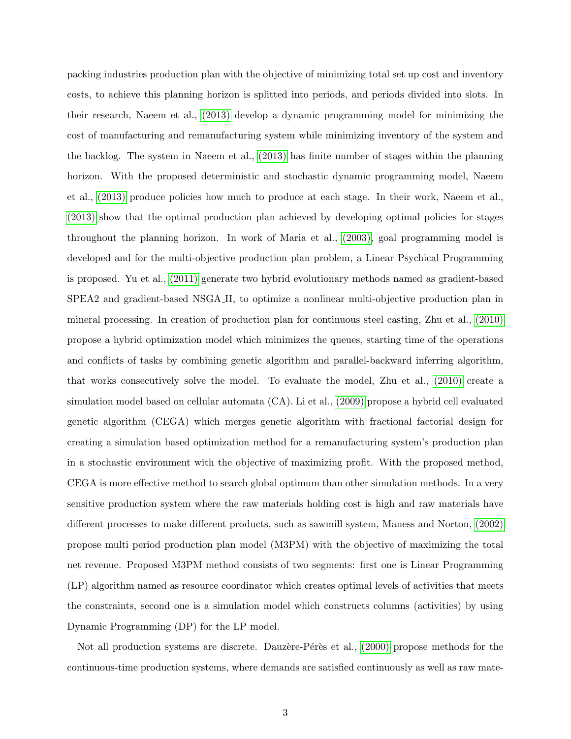packing industries production plan with the objective of minimizing total set up cost and inventory costs, to achieve this planning horizon is splitted into periods, and periods divided into slots. In their research, Naeem et al., (2013) develop a dynamic programming model for minimizing the cost of manufacturing and remanufacturing system while minimizing inventory of the system and the backlog. The system in Naeem et al., (2013) has finite number of stages within the planning horizon. With the proposed deterministic and stochastic dynamic programming model, Naeem et al., (2013) produce policies how much to produce at each stage. In their work, Naeem et al., (2013) show that the optimal production plan achieved by developing optimal policies for stages throughout the planning horizon. In work of Maria et al., (2003), goal programming model is developed and for the multi-objective production plan problem, a Linear Psychical Programming is proposed. Yu et al., (2011) generate two hybrid evolutionary methods named as gradient-based SPEA2 and gradient-based NSGA_II, to optimize a nonlinear multi-objective production plan in mineral processing. In creation of production plan for continuous steel casting, Zhu et al., (2010) propose a hybrid optimization model which minimizes the queues, starting time of the operations and conflicts of tasks by combining genetic algorithm and parallel-backward inferring algorithm, that works consecutively solve the model. To evaluate the model, Zhu et al., (2010) create a simulation model based on cellular automata (CA). Li et al., (2009) propose a hybrid cell evaluated genetic algorithm (CEGA) which merges genetic algorithm with fractional factorial design for creating a simulation based optimization method for a remanufacturing system's production plan in a stochastic environment with the objective of maximizing profit. With the proposed method, CEGA is more effective method to search global optimum than other simulation methods. In a very sensitive production system where the raw materials holding cost is high and raw materials have different processes to make different products, such as sawmill system, Maness and Norton, (2002) propose multi period production plan model (M3PM) with the objective of maximizing the total net revenue. Proposed M3PM method consists of two segments: first one is Linear Programming (LP) algorithm named as resource coordinator which creates optimal levels of activities that meets the constraints, second one is a simulation model which constructs columns (activities) by using Dynamic Programming (DP) for the LP model.

Not all production systems are discrete. Dauzère-Pérès et al., (2000) propose methods for the continuous-time production systems, where demands are satisfied continuously as well as raw mate-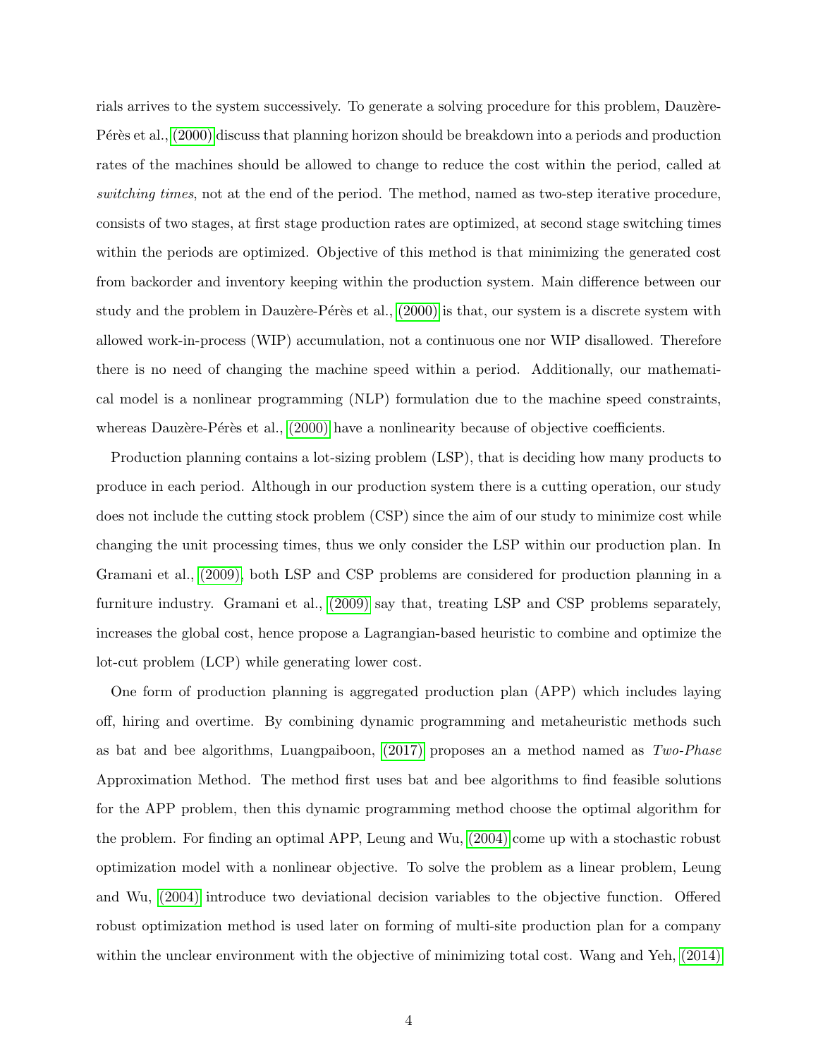rials arrives to the system successively. To generate a solving procedure for this problem, Dauzère-Pérès et al., (2000) discuss that planning horizon should be breakdown into a periods and production rates of the machines should be allowed to change to reduce the cost within the period, called at *switching times*, not at the end of the period. The method, named as two-step iterative procedure, consists of two stages, at first stage production rates are optimized, at second stage switching times within the periods are optimized. Objective of this method is that minimizing the generated cost from backorder and inventory keeping within the production system. Main difference between our study and the problem in Dauzère-Pérès et al., (2000) is that, our system is a discrete system with allowed work-in-process (WIP) accumulation, not a continuous one nor WIP disallowed. Therefore there is no need of changing the machine speed within a period. Additionally, our mathematical model is a nonlinear programming (NLP) formulation due to the machine speed constraints, whereas Dauzère-Pérès et al., (2000) have a nonlinearity because of objective coefficients.

Production planning contains a lot-sizing problem (LSP), that is deciding how many products to produce in each period. Although in our production system there is a cutting operation, our study does not include the cutting stock problem (CSP) since the aim of our study to minimize cost while changing the unit processing times, thus we only consider the LSP within our production plan. In Gramani et al., (2009), both LSP and CSP problems are considered for production planning in a furniture industry. Gramani et al., (2009) say that, treating LSP and CSP problems separately, increases the global cost, hence propose a Lagrangian-based heuristic to combine and optimize the lot-cut problem (LCP) while generating lower cost.

One form of production planning is aggregated production plan (APP) which includes laying off, hiring and overtime. By combining dynamic programming and metaheuristic methods such as bat and bee algorithms, Luangpaiboon, (2017) proposes an a method named as *Two-Phase* Approximation Method. The method first uses bat and bee algorithms to find feasible solutions for the APP problem, then this dynamic programming method choose the optimal algorithm for the problem. For finding an optimal APP, Leung and Wu, (2004) come up with a stochastic robust optimization model with a nonlinear objective. To solve the problem as a linear problem, Leung and Wu, (2004) introduce two deviational decision variables to the objective function. Offered robust optimization method is used later on forming of multi-site production plan for a company within the unclear environment with the objective of minimizing total cost. Wang and Yeh, (2014)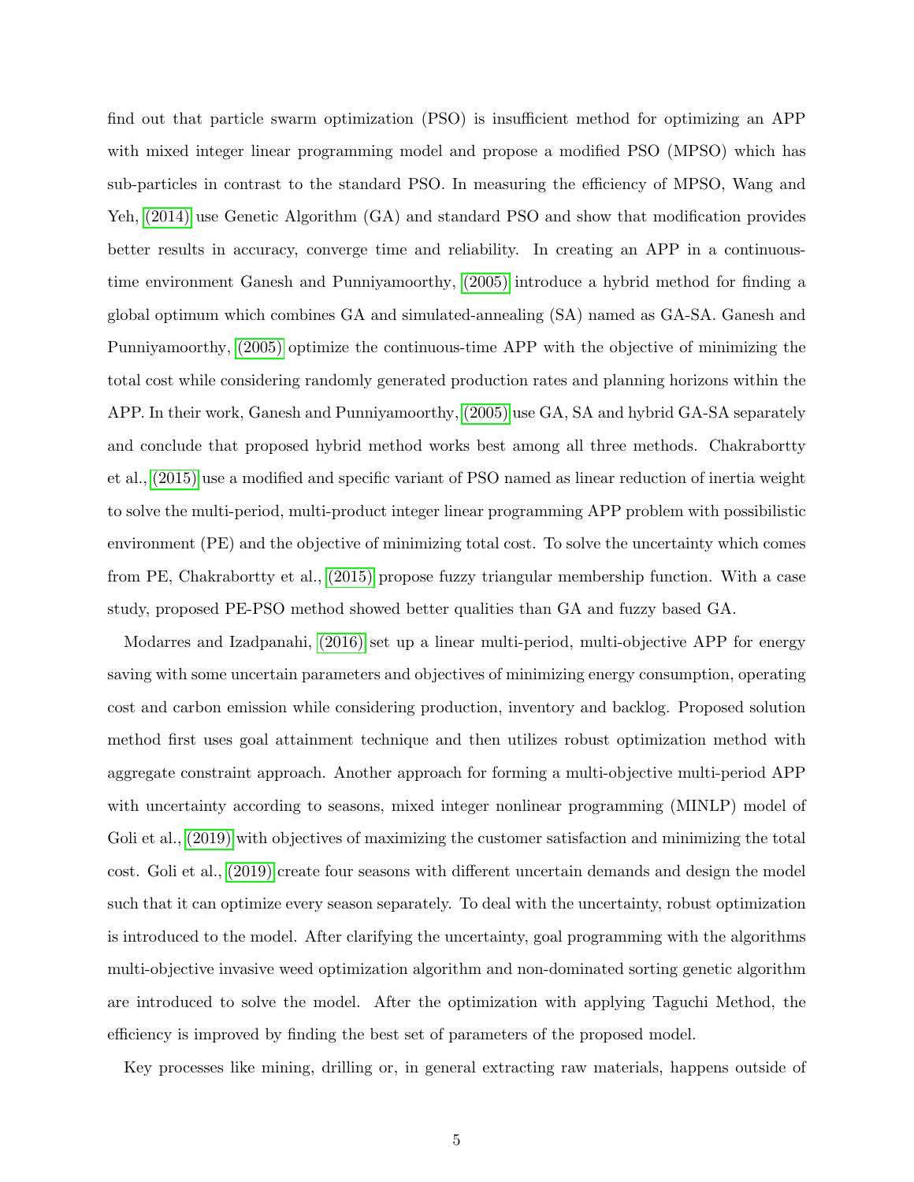find out that particle swarm optimization (PSO) is insufficient method for optimizing an APP with mixed integer linear programming model and propose a modified PSO (MPSO) which has sub-particles in contrast to the standard PSO. In measuring the efficiency of MPSO, Wang and Yeh, (2014) use Genetic Algorithm (GA) and standard PSO and show that modification provides better results in accuracy, converge time and reliability. In creating an APP in a continuous-time environment Ganesh and Punniyamoorthy, (2005) introduce a hybrid method for finding a global optimum which combines GA and simulated-annealing (SA) named as GA-SA. Ganesh and Punniyamoorthy, (2005) optimize the continuous-time APP with the objective of minimizing the total cost while considering randomly generated production rates and planning horizons within the APP. In their work, Ganesh and Punniyamoorthy, (2005) use GA, SA and hybrid GA-SA separately and conclude that proposed hybrid method works best among all three methods. Chakrabortty et al., (2015) use a modified and specific variant of PSO named as linear reduction of inertia weight to solve the multi-period, multi-product integer linear programming APP problem with possibilistic environment (PE) and the objective of minimizing total cost. To solve the uncertainty which comes from PE, Chakrabortty et al., (2015) propose fuzzy triangular membership function. With a case study, proposed PE-PSO method showed better qualities than GA and fuzzy based GA.

Modarres and Izadpanahi, (2016) set up a linear multi-period, multi-objective APP for energy saving with some uncertain parameters and objectives of minimizing energy consumption, operating cost and carbon emission while considering production, inventory and backlog. Proposed solution method first uses goal attainment technique and then utilizes robust optimization method with aggregate constraint approach. Another approach for forming a multi-objective multi-period APP with uncertainty according to seasons, mixed integer nonlinear programming (MINLP) model of Goli et al., (2019) with objectives of maximizing the customer satisfaction and minimizing the total cost. Goli et al., (2019) create four seasons with different uncertain demands and design the model such that it can optimize every season separately. To deal with the uncertainty, robust optimization is introduced to the model. After clarifying the uncertainty, goal programming with the algorithms multi-objective invasive weed optimization algorithm and non-dominated sorting genetic algorithm are introduced to solve the model. After the optimization with applying Taguchi Method, the efficiency is improved by finding the best set of parameters of the proposed model.

Key processes like mining, drilling or, in general extracting raw materials, happens outside of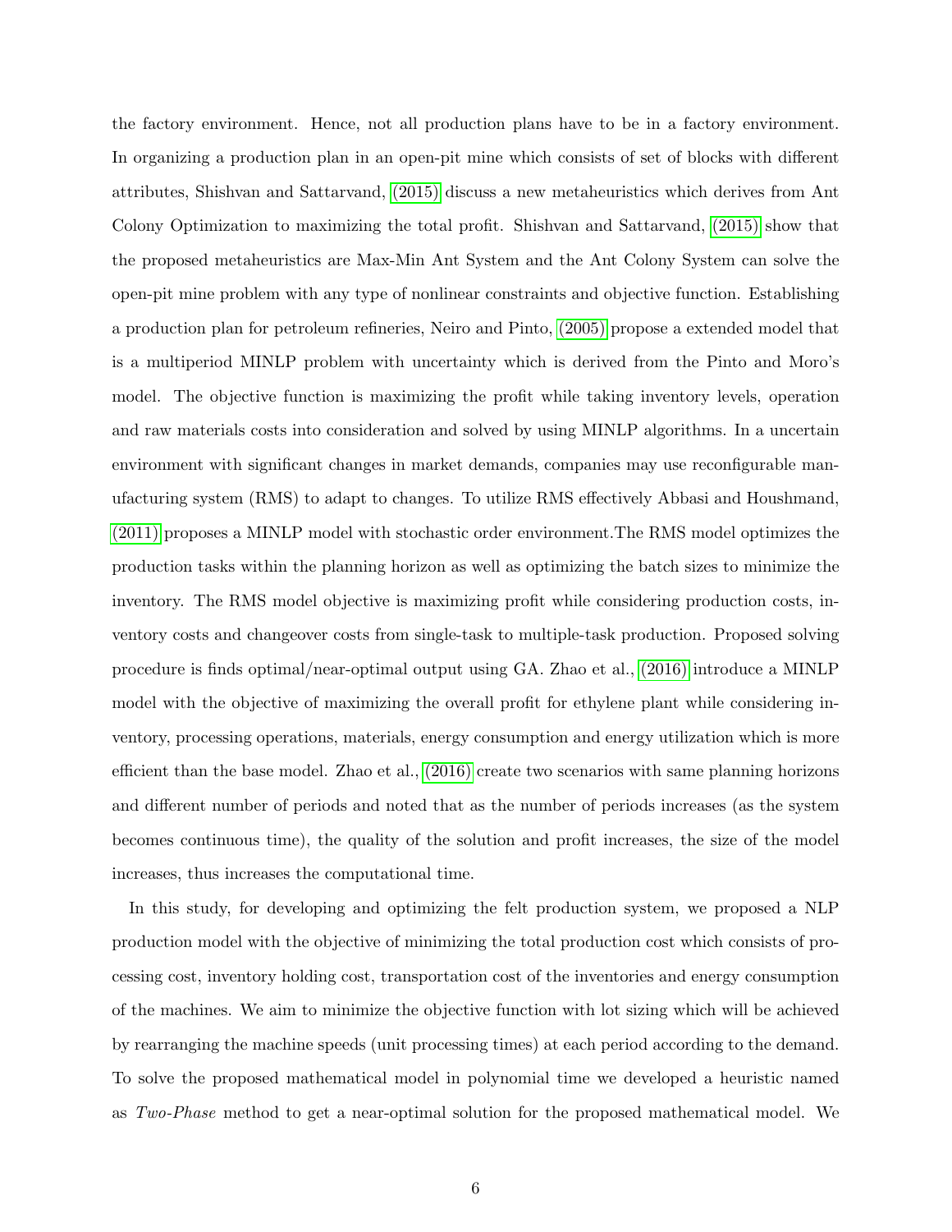the factory environment. Hence, not all production plans have to be in a factory environment. In organizing a production plan in an open-pit mine which consists of set of blocks with different attributes, Shishvan and Sattarvand, (2015) discuss a new metaheuristics which derives from Ant Colony Optimization to maximizing the total profit. Shishvan and Sattarvand, (2015) show that the proposed metaheuristics are Max-Min Ant System and the Ant Colony System can solve the open-pit mine problem with any type of nonlinear constraints and objective function. Establishing a production plan for petroleum refineries, Neiro and Pinto, (2005) propose a extended model that is a multiperiod MINLP problem with uncertainty which is derived from the Pinto and Moro's model. The objective function is maximizing the profit while taking inventory levels, operation and raw materials costs into consideration and solved by using MINLP algorithms. In a uncertain environment with significant changes in market demands, companies may use reconfigurable manufacturing system (RMS) to adapt to changes. To utilize RMS effectively Abbasi and Houshmand, (2011) proposes a MINLP model with stochastic order environment.The RMS model optimizes the production tasks within the planning horizon as well as optimizing the batch sizes to minimize the inventory. The RMS model objective is maximizing profit while considering production costs, inventory costs and changeover costs from single-task to multiple-task production. Proposed solving procedure is finds optimal/near-optimal output using GA. Zhao et al., (2016) introduce a MINLP model with the objective of maximizing the overall profit for ethylene plant while considering inventory, processing operations, materials, energy consumption and energy utilization which is more efficient than the base model. Zhao et al., (2016) create two scenarios with same planning horizons and different number of periods and noted that as the number of periods increases (as the system becomes continuous time), the quality of the solution and profit increases, the size of the model increases, thus increases the computational time.

In this study, for developing and optimizing the felt production system, we proposed a NLP production model with the objective of minimizing the total production cost which consists of processing cost, inventory holding cost, transportation cost of the inventories and energy consumption of the machines. We aim to minimize the objective function with lot sizing which will be achieved by rearranging the machine speeds (unit processing times) at each period according to the demand. To solve the proposed mathematical model in polynomial time we developed a heuristic named as *Two-Phase* method to get a near-optimal solution for the proposed mathematical model. We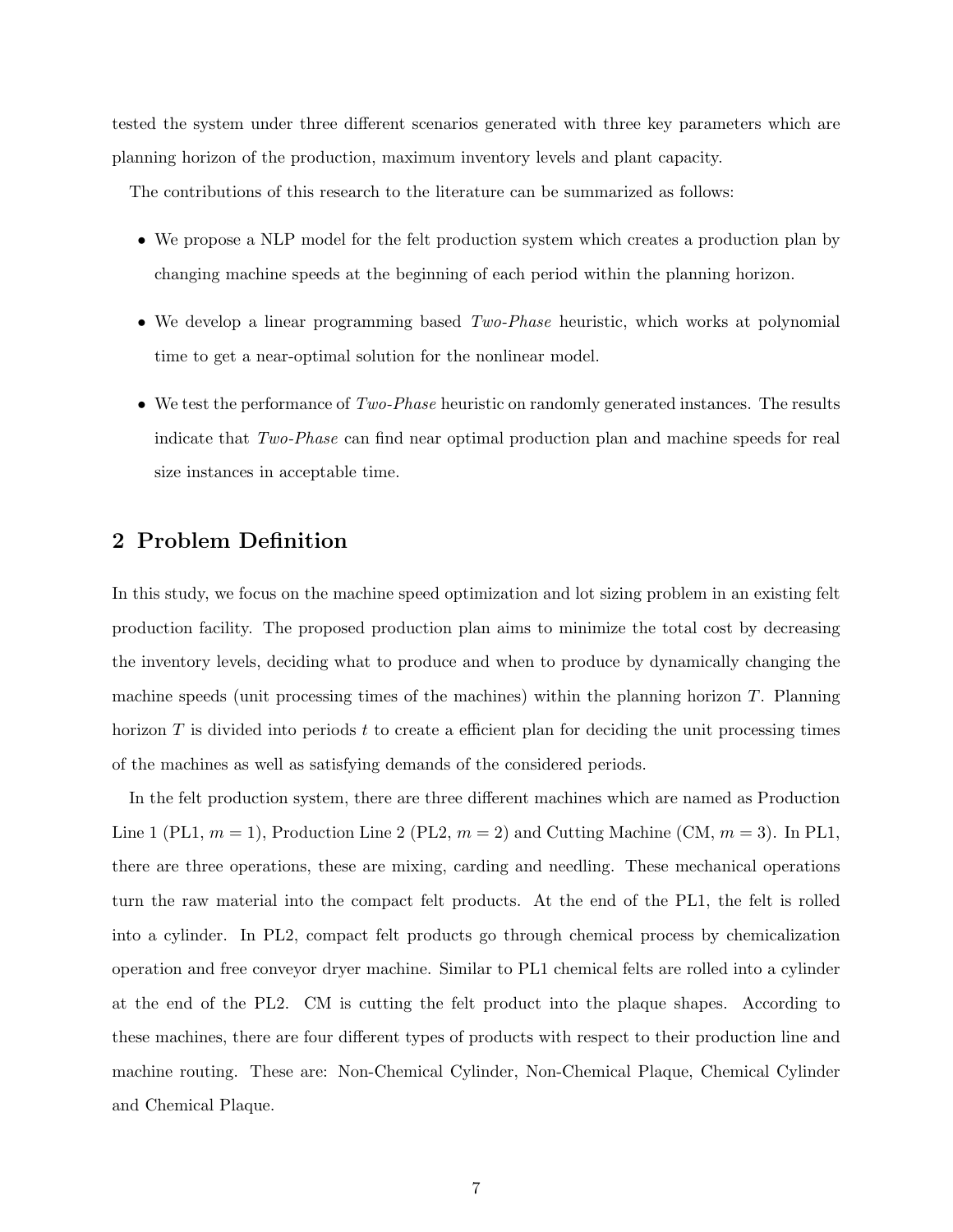tested the system under three different scenarios generated with three key parameters which are planning horizon of the production, maximum inventory levels and plant capacity.

The contributions of this research to the literature can be summarized as follows:

- We propose a NLP model for the felt production system which creates a production plan by changing machine speeds at the beginning of each period within the planning horizon.
- We develop a linear programming based *Two-Phase* heuristic, which works at polynomial time to get a near-optimal solution for the nonlinear model.
- We test the performance of *Two-Phase* heuristic on randomly generated instances. The results indicate that *Two-Phase* can find near optimal production plan and machine speeds for real size instances in acceptable time.

## 2 Problem Definition

In this study, we focus on the machine speed optimization and lot sizing problem in an existing felt production facility. The proposed production plan aims to minimize the total cost by decreasing the inventory levels, deciding what to produce and when to produce by dynamically changing the machine speeds (unit processing times of the machines) within the planning horizon $T$. Planning horizon $T$ is divided into periods $t$ to create a efficient plan for deciding the unit processing times of the machines as well as satisfying demands of the considered periods.

In the felt production system, there are three different machines which are named as Production Line 1 (PL1, $m = 1$), Production Line 2 (PL2, $m = 2$) and Cutting Machine (CM, $m = 3$). In PL1, there are three operations, these are mixing, carding and needling. These mechanical operations turn the raw material into the compact felt products. At the end of the PL1, the felt is rolled into a cylinder. In PL2, compact felt products go through chemical process by chemicalization operation and free conveyor dryer machine. Similar to PL1 chemical felts are rolled into a cylinder at the end of the PL2. CM is cutting the felt product into the plaque shapes. According to these machines, there are four different types of products with respect to their production line and machine routing. These are: Non-Chemical Cylinder, Non-Chemical Plaque, Chemical Cylinder and Chemical Plaque.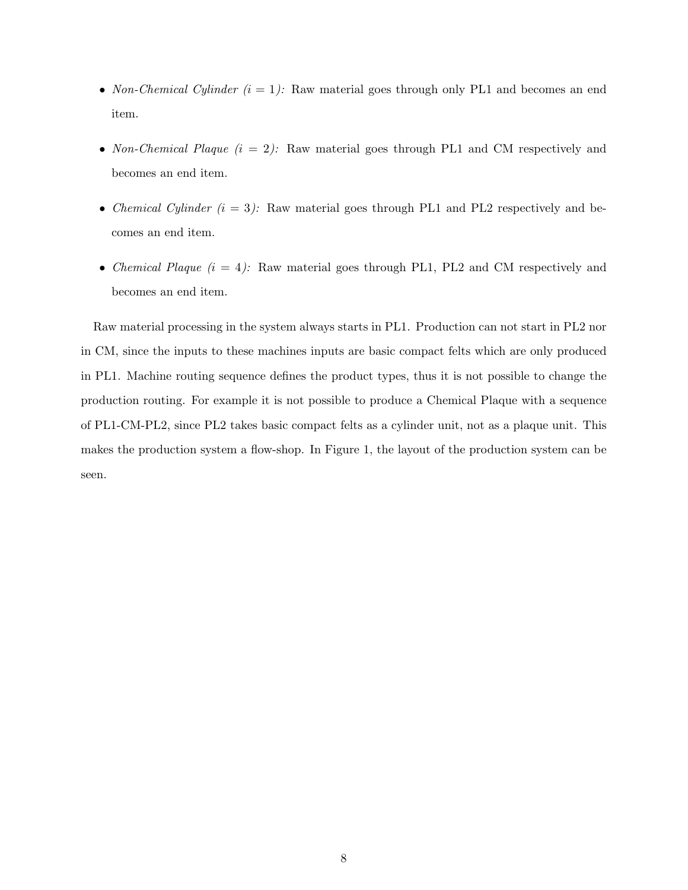- *Non-Chemical Cylinder ($i = 1$):* Raw material goes through only PL1 and becomes an end item.
- *Non-Chemical Plaque ($i = 2$):* Raw material goes through PL1 and CM respectively and becomes an end item.
- *Chemical Cylinder ($i = 3$):* Raw material goes through PL1 and PL2 respectively and becomes an end item.
- *Chemical Plaque ($i = 4$):* Raw material goes through PL1, PL2 and CM respectively and becomes an end item.

Raw material processing in the system always starts in PL1. Production can not start in PL2 nor in CM, since the inputs to these machines inputs are basic compact felts which are only produced in PL1. Machine routing sequence defines the product types, thus it is not possible to change the production routing. For example it is not possible to produce a Chemical Plaque with a sequence of PL1-CM-PL2, since PL2 takes basic compact felts as a cylinder unit, not as a plaque unit. This makes the production system a flow-shop. In Figure 1, the layout of the production system can be seen.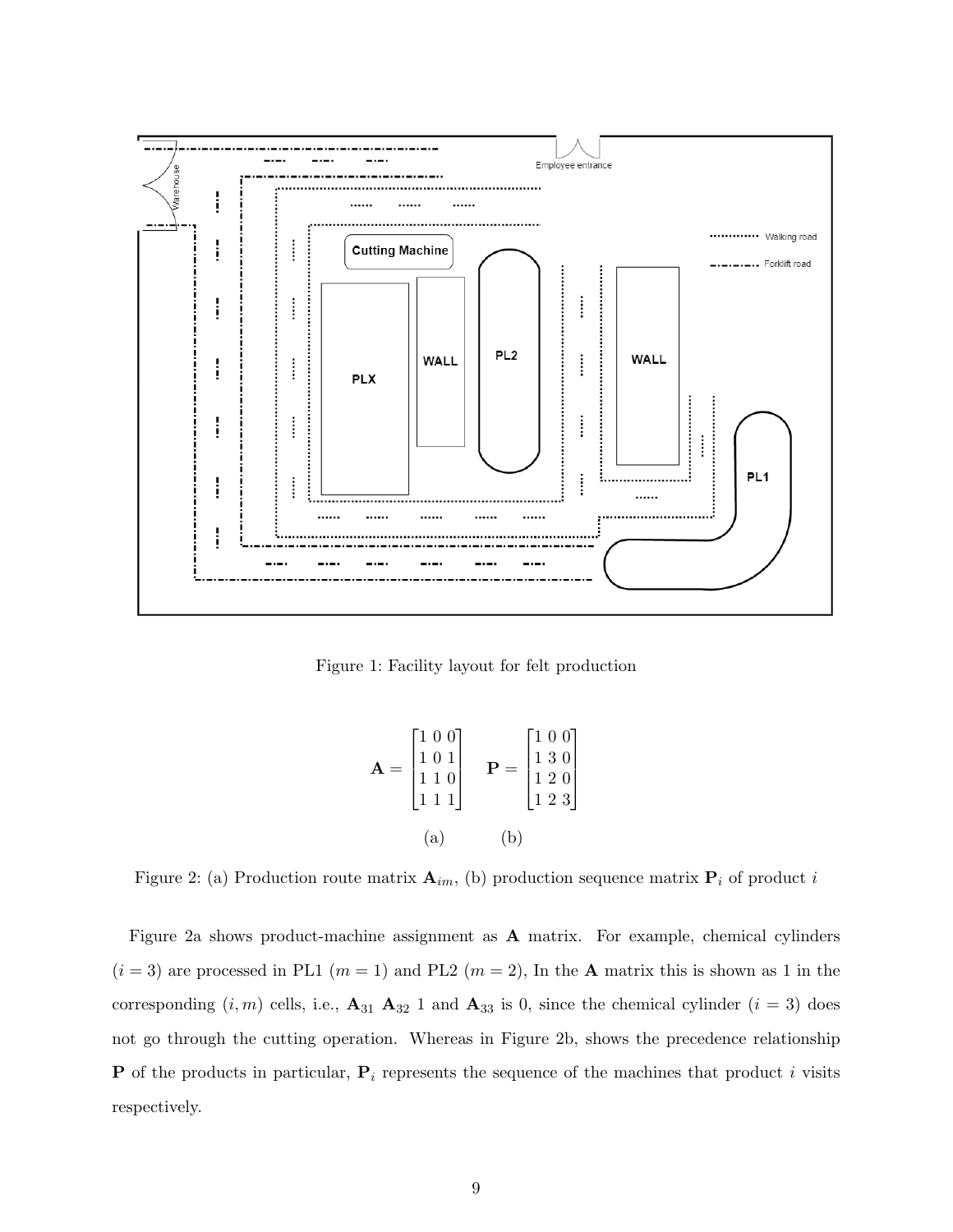Warehouse

Employee entrance

Walking road

Forklift road

Cutting Machine

PLX

WALL

PL2

WALL

PL1

Figure 1: Facility layout for felt production

$$
\mathbf{A} = \begin{bmatrix} 1 & 0 & 0 \\ 1 & 0 & 1 \\ 1 & 1 & 0 \\ 1 & 1 & 1 \end{bmatrix} \qquad \mathbf{P} = \begin{bmatrix} 1 & 0 & 0 \\ 1 & 3 & 0 \\ 1 & 2 & 0 \\ 1 & 2 & 3 \end{bmatrix}
$$

(a) (b)

Figure 2: (a) Production route matrix $\mathbf{A}_{im}$, (b) production sequence matrix $\mathbf{P}_i$ of product $i$

Figure 2a shows product-machine assignment as **A** matrix. For example, chemical cylinders ($i = 3$) are processed in PL1 ($m = 1$) and PL2 ($m = 2$), In the **A** matrix this is shown as 1 in the corresponding $(i, m)$ cells, i.e., $\mathbf{A}_{31}$ $\mathbf{A}_{32}$ 1 and $\mathbf{A}_{33}$ is 0, since the chemical cylinder ($i = 3$) does not go through the cutting operation. Whereas in Figure 2b, shows the precedence relationship **P** of the products in particular, $\mathbf{P}_i$ represents the sequence of the machines that product $i$ visits respectively.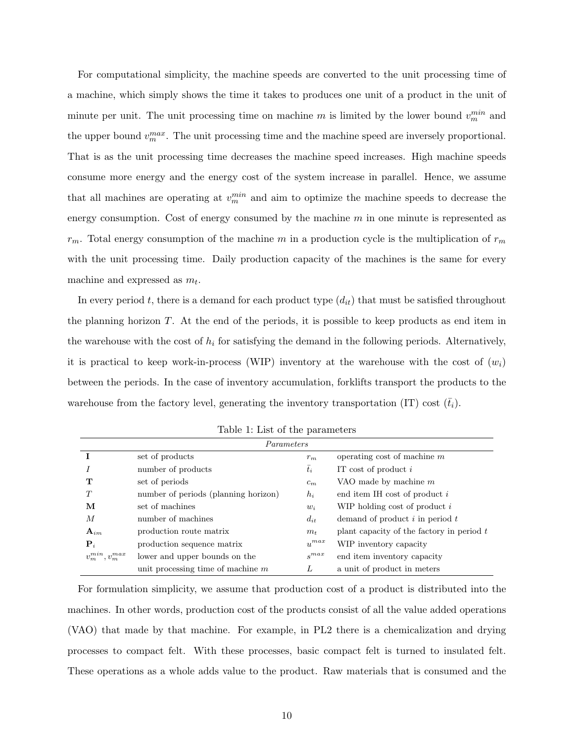For computational simplicity, the machine speeds are converted to the unit processing time of a machine, which simply shows the time it takes to produces one unit of a product in the unit of minute per unit. The unit processing time on machine $m$ is limited by the lower bound $v_m^{min}$ and the upper bound $v_m^{max}$. The unit processing time and the machine speed are inversely proportional. That is as the unit processing time decreases the machine speed increases. High machine speeds consume more energy and the energy cost of the system increase in parallel. Hence, we assume that all machines are operating at $v_m^{min}$ and aim to optimize the machine speeds to decrease the energy consumption. Cost of energy consumed by the machine $m$ in one minute is represented as $r_m$. Total energy consumption of the machine $m$ in a production cycle is the multiplication of $r_m$ with the unit processing time. Daily production capacity of the machines is the same for every machine and expressed as $m_t$.

In every period $t$, there is a demand for each product type ($d_{it}$) that must be satisfied throughout the planning horizon $T$. At the end of the periods, it is possible to keep products as end item in the warehouse with the cost of $h_i$ for satisfying the demand in the following periods. Alternatively, it is practical to keep work-in-process (WIP) inventory at the warehouse with the cost of ($w_i$) between the periods. In the case of inventory accumulation, forklifts transport the products to the warehouse from the factory level, generating the inventory transportation (IT) cost ($\bar{t}_i$).

Table 1: List of the parameters

| *Parameters* | | | |
|---|---|---|---|
| $\mathbf{I}$ | set of products | $r_m$ | operating cost of machine $m$ |
| $I$ | number of products | $\bar{t}_i$ | IT cost of product $i$ |
| $\mathbf{T}$ | set of periods | $c_m$ | VAO made by machine $m$ |
| $T$ | number of periods (planning horizon) | $h_i$ | end item IH cost of product $i$ |
| $\mathbf{M}$ | set of machines | $w_i$ | WIP holding cost of product $i$ |
| $M$ | number of machines | $d_{it}$ | demand of product $i$ in period $t$ |
| $\mathbf{A}_{im}$ | production route matrix | $m_t$ | plant capacity of the factory in period $t$ |
| $\mathbf{P}_i$ | production sequence matrix | $u^{max}$ | WIP inventory capacity |
| $v_m^{min}, v_m^{max}$ | lower and upper bounds on the unit processing time of machine $m$ | $s^{max}$ | end item inventory capacity |
| | | $L$ | a unit of product in meters |

For formulation simplicity, we assume that production cost of a product is distributed into the machines. In other words, production cost of the products consist of all the value added operations (VAO) that made by that machine. For example, in PL2 there is a chemicalization and drying processes to compact felt. With these processes, basic compact felt is turned to insulated felt. These operations as a whole adds value to the product. Raw materials that is consumed and the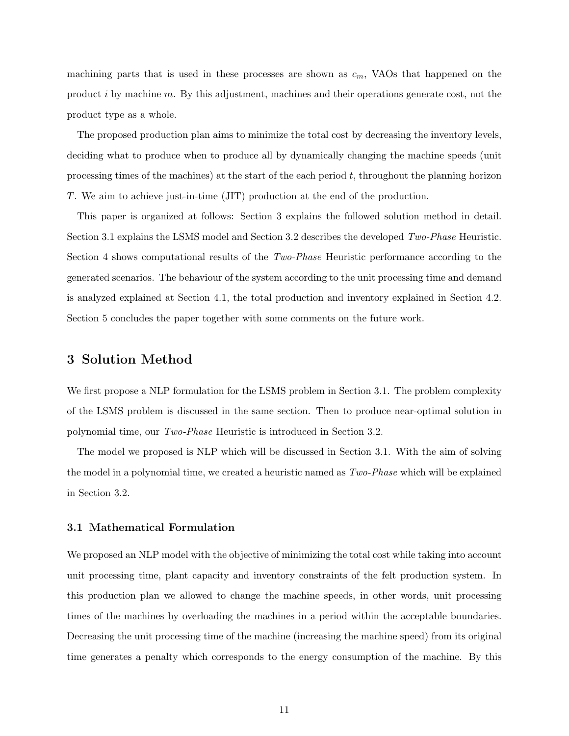machining parts that is used in these processes are shown as $c_m$, VAOs that happened on the product $i$ by machine $m$. By this adjustment, machines and their operations generate cost, not the product type as a whole.

The proposed production plan aims to minimize the total cost by decreasing the inventory levels, deciding what to produce when to produce all by dynamically changing the machine speeds (unit processing times of the machines) at the start of the each period $t$, throughout the planning horizon $T$. We aim to achieve just-in-time (JIT) production at the end of the production.

This paper is organized at follows: Section 3 explains the followed solution method in detail. Section 3.1 explains the LSMS model and Section 3.2 describes the developed *Two-Phase* Heuristic. Section 4 shows computational results of the *Two-Phase* Heuristic performance according to the generated scenarios. The behaviour of the system according to the unit processing time and demand is analyzed explained at Section 4.1, the total production and inventory explained in Section 4.2. Section 5 concludes the paper together with some comments on the future work.

# 3 Solution Method

We first propose a NLP formulation for the LSMS problem in Section 3.1. The problem complexity of the LSMS problem is discussed in the same section. Then to produce near-optimal solution in polynomial time, our *Two-Phase* Heuristic is introduced in Section 3.2.

The model we proposed is NLP which will be discussed in Section 3.1. With the aim of solving the model in a polynomial time, we created a heuristic named as *Two-Phase* which will be explained in Section 3.2.

## 3.1 Mathematical Formulation

We proposed an NLP model with the objective of minimizing the total cost while taking into account unit processing time, plant capacity and inventory constraints of the felt production system. In this production plan we allowed to change the machine speeds, in other words, unit processing times of the machines by overloading the machines in a period within the acceptable boundaries. Decreasing the unit processing time of the machine (increasing the machine speed) from its original time generates a penalty which corresponds to the energy consumption of the machine. By this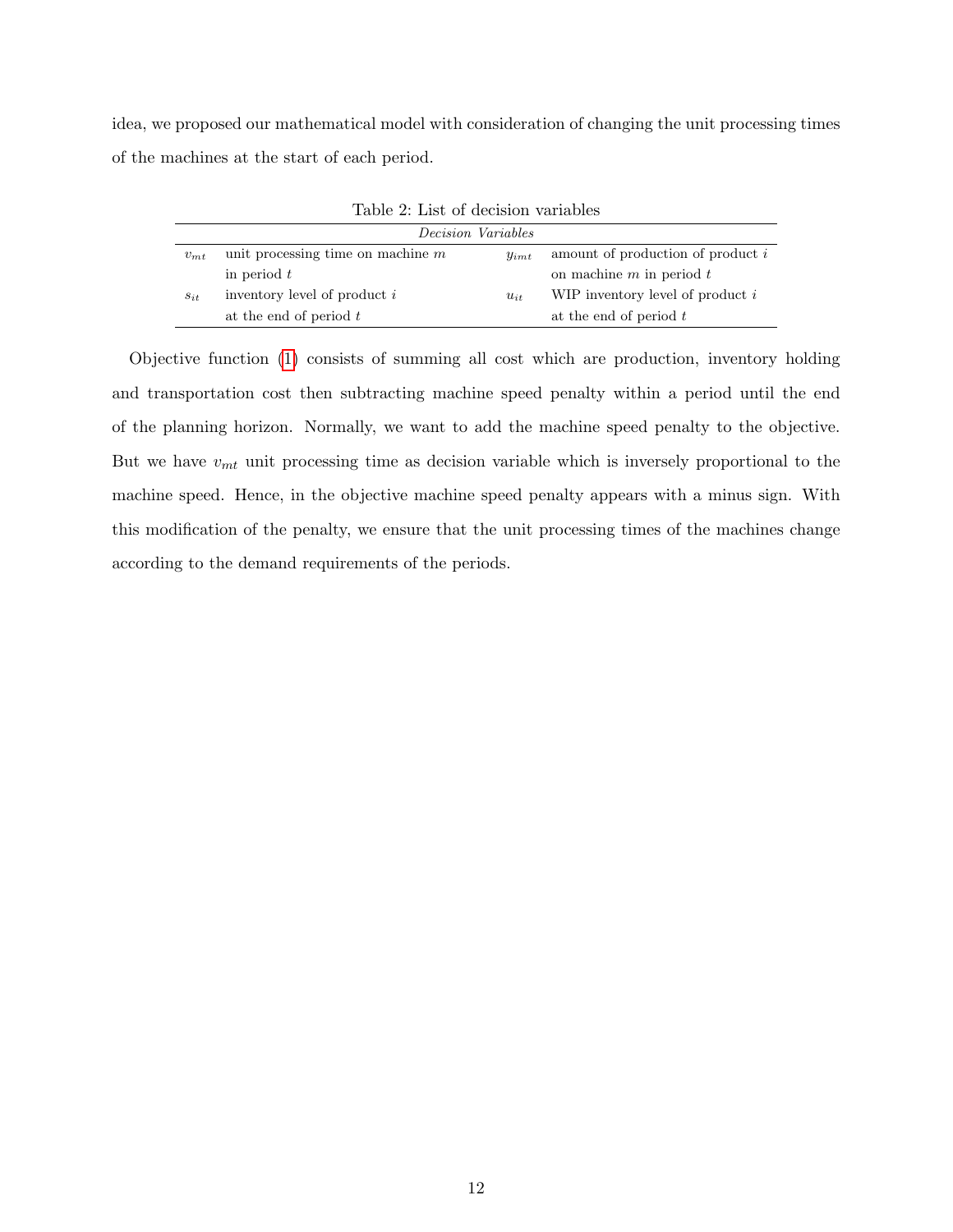idea, we proposed our mathematical model with consideration of changing the unit processing times of the machines at the start of each period.

Table 2: List of decision variables

| *Decision Variables* | | | |
|---|---|---|---|
| $v_{mt}$ | unit processing time on machine $m$ in period $t$ | $y_{imt}$ | amount of production of product $i$ on machine $m$ in period $t$ |
| $s_{it}$ | inventory level of product $i$ at the end of period $t$ | $u_{it}$ | WIP inventory level of product $i$ at the end of period $t$ |

Objective function (1) consists of summing all cost which are production, inventory holding and transportation cost then subtracting machine speed penalty within a period until the end of the planning horizon. Normally, we want to add the machine speed penalty to the objective. But we have $v_{mt}$ unit processing time as decision variable which is inversely proportional to the machine speed. Hence, in the objective machine speed penalty appears with a minus sign. With this modification of the penalty, we ensure that the unit processing times of the machines change according to the demand requirements of the periods.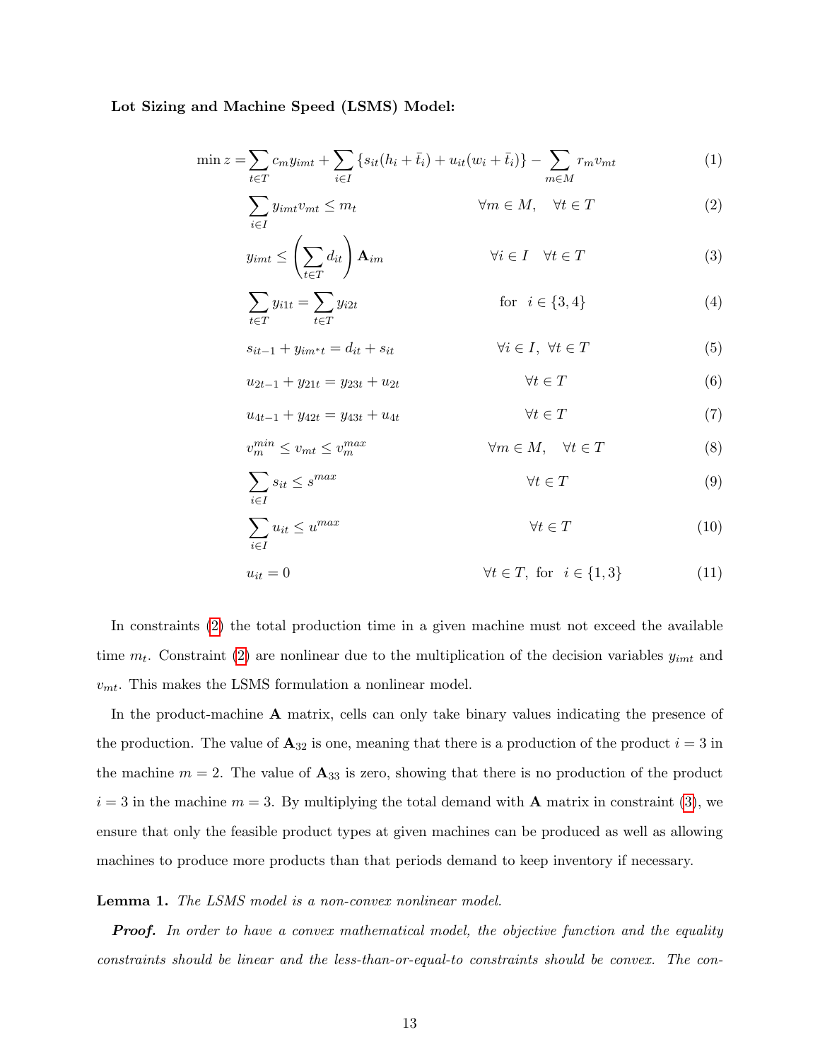**Lot Sizing and Machine Speed (LSMS) Model:**

$$\min z = \sum_{t \in T} c_m y_{imt} + \sum_{i \in I} \{ s_{it}(h_i + \bar{t}_i) + u_{it}(w_i + \bar{t}_i) \} - \sum_{m \in M} r_m v_{mt} \tag{1}$$

$$\sum_{i \in I} y_{imt} v_{mt} \leq m_t \qquad \forall m \in M, \quad \forall t \in T \tag{2}$$

$$y_{imt} \leq \left( \sum_{t \in T} d_{it} \right) \mathbf{A}_{im} \qquad \forall i \in I \quad \forall t \in T \tag{3}$$

$$\sum_{t \in T} y_{i1t} = \sum_{t \in T} y_{i2t} \qquad \text{for} \quad i \in \{3, 4\} \tag{4}$$

$$s_{it-1} + y_{im^*t} = d_{it} + s_{it} \qquad \forall i \in I, \ \forall t \in T \tag{5}$$

$$u_{2t-1} + y_{21t} = y_{23t} + u_{2t} \qquad \forall t \in T \tag{6}$$

$$u_{4t-1} + y_{42t} = y_{43t} + u_{4t} \qquad \forall t \in T \tag{7}$$

$$v_m^{min} \leq v_{mt} \leq v_m^{max} \qquad \forall m \in M, \quad \forall t \in T \tag{8}$$

$$\sum_{i \in I} s_{it} \leq s^{max} \qquad \forall t \in T \tag{9}$$

$$\sum_{i \in I} u_{it} \leq u^{max} \qquad \forall t \in T \tag{10}$$

$$u_{it} = 0 \qquad \forall t \in T, \ \text{for} \quad i \in \{1, 3\} \tag{11}$$

In constraints (2) the total production time in a given machine must not exceed the available time $m_t$. Constraint (2) are nonlinear due to the multiplication of the decision variables $y_{imt}$ and $v_{mt}$. This makes the LSMS formulation a nonlinear model.

In the product-machine $\mathbf{A}$ matrix, cells can only take binary values indicating the presence of the production. The value of $\mathbf{A}_{32}$ is one, meaning that there is a production of the product $i = 3$ in the machine $m = 2$. The value of $\mathbf{A}_{33}$ is zero, showing that there is no production of the product $i = 3$ in the machine $m = 3$. By multiplying the total demand with $\mathbf{A}$ matrix in constraint (3), we ensure that only the feasible product types at given machines can be produced as well as allowing machines to produce more products than that periods demand to keep inventory if necessary.

**Lemma 1.** *The LSMS model is a non-convex nonlinear model.*

***Proof.*** *In order to have a convex mathematical model, the objective function and the equality constraints should be linear and the less-than-or-equal-to constraints should be convex. The con-*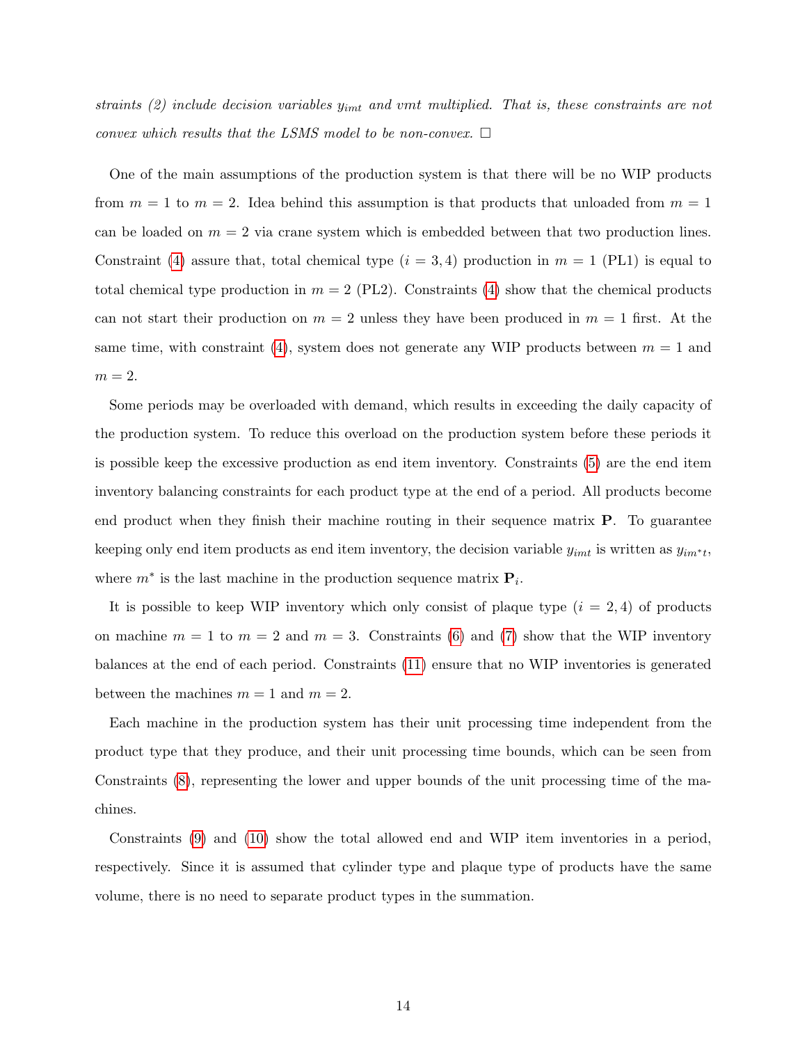*straints (2) include decision variables $y_{imt}$ and vmt multiplied. That is, these constraints are not convex which results that the LSMS model to be non-convex.* □

One of the main assumptions of the production system is that there will be no WIP products from $m = 1$ to $m = 2$. Idea behind this assumption is that products that unloaded from $m = 1$ can be loaded on $m = 2$ via crane system which is embedded between that two production lines. Constraint (4) assure that, total chemical type ($i = 3, 4$) production in $m = 1$ (PL1) is equal to total chemical type production in $m = 2$ (PL2). Constraints (4) show that the chemical products can not start their production on $m = 2$ unless they have been produced in $m = 1$ first. At the same time, with constraint (4), system does not generate any WIP products between $m = 1$ and $m = 2$.

Some periods may be overloaded with demand, which results in exceeding the daily capacity of the production system. To reduce this overload on the production system before these periods it is possible keep the excessive production as end item inventory. Constraints (5) are the end item inventory balancing constraints for each product type at the end of a period. All products become end product when they finish their machine routing in their sequence matrix $\mathbf{P}$. To guarantee keeping only end item products as end item inventory, the decision variable $y_{imt}$ is written as $y_{im^*t}$, where $m^*$ is the last machine in the production sequence matrix $\mathbf{P}_i$.

It is possible to keep WIP inventory which only consist of plaque type ($i = 2, 4$) of products on machine $m = 1$ to $m = 2$ and $m = 3$. Constraints (6) and (7) show that the WIP inventory balances at the end of each period. Constraints (11) ensure that no WIP inventories is generated between the machines $m = 1$ and $m = 2$.

Each machine in the production system has their unit processing time independent from the product type that they produce, and their unit processing time bounds, which can be seen from Constraints (8), representing the lower and upper bounds of the unit processing time of the machines.

Constraints (9) and (10) show the total allowed end and WIP item inventories in a period, respectively. Since it is assumed that cylinder type and plaque type of products have the same volume, there is no need to separate product types in the summation.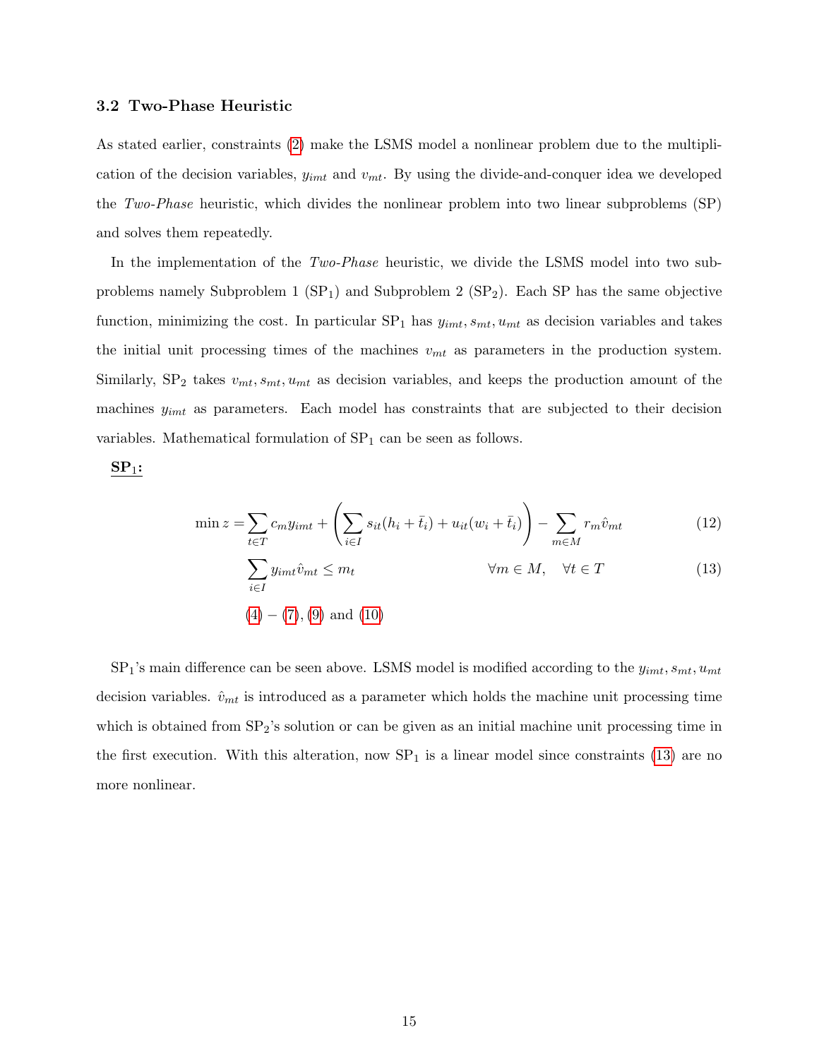### 3.2 Two-Phase Heuristic

As stated earlier, constraints (2) make the LSMS model a nonlinear problem due to the multiplication of the decision variables, $y_{imt}$ and $v_{mt}$. By using the divide-and-conquer idea we developed the *Two-Phase* heuristic, which divides the nonlinear problem into two linear subproblems (SP) and solves them repeatedly.

In the implementation of the *Two-Phase* heuristic, we divide the LSMS model into two subproblems namely Subproblem 1 ($\text{SP}_1$) and Subproblem 2 ($\text{SP}_2$). Each SP has the same objective function, minimizing the cost. In particular $\text{SP}_1$ has $y_{imt}, s_{mt}, u_{mt}$ as decision variables and takes the initial unit processing times of the machines $v_{mt}$ as parameters in the production system. Similarly, $\text{SP}_2$ takes $v_{mt}, s_{mt}, u_{mt}$ as decision variables, and keeps the production amount of the machines $y_{imt}$ as parameters. Each model has constraints that are subjected to their decision variables. Mathematical formulation of $\text{SP}_1$ can be seen as follows.

**$\text{SP}_1$:**

$$\min z = \sum_{t \in T} c_m y_{imt} + \left( \sum_{i \in I} s_{it}(h_i + \bar{t}_i) + u_{it}(w_i + \bar{t}_i) \right) - \sum_{m \in M} r_m \hat{v}_{mt} \tag{12}$$

$$\sum_{i \in I} y_{imt} \hat{v}_{mt} \leq m_t \qquad \forall m \in M, \quad \forall t \in T \tag{13}$$

$$(4) - (7), (9) \text{ and } (10)$$

$\text{SP}_1$'s main difference can be seen above. LSMS model is modified according to the $y_{imt}, s_{mt}, u_{mt}$ decision variables. $\hat{v}_{mt}$ is introduced as a parameter which holds the machine unit processing time which is obtained from $\text{SP}_2$'s solution or can be given as an initial machine unit processing time in the first execution. With this alteration, now $\text{SP}_1$ is a linear model since constraints (13) are no more nonlinear.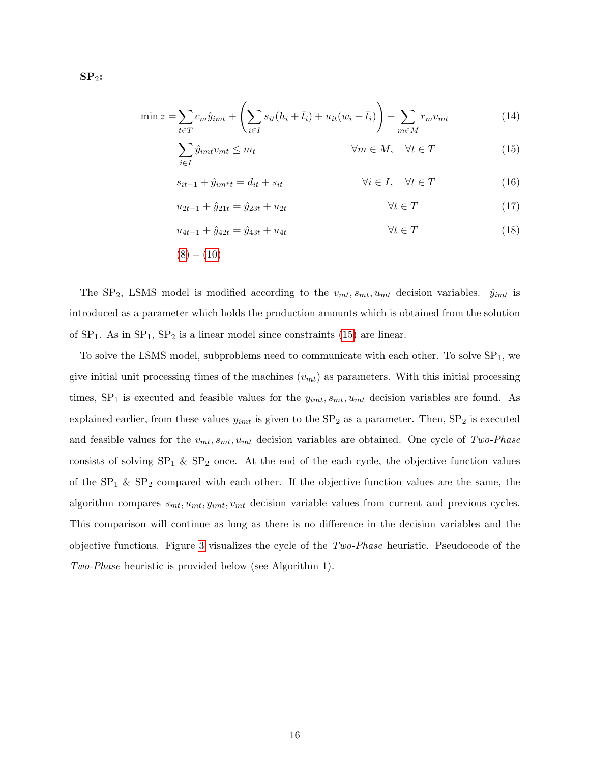**SP$_2$:**

$$\min z = \sum_{t \in T} c_m \hat{y}_{imt} + \left( \sum_{i \in I} s_{it}(h_i + \bar{t}_i) + u_{it}(w_i + \bar{t}_i) \right) - \sum_{m \in M} r_m v_{mt} \tag{14}$$

$$\sum_{i \in I} \hat{y}_{imt} v_{mt} \leq m_t \qquad \forall m \in M, \quad \forall t \in T \tag{15}$$

$$s_{it-1} + \hat{y}_{im^*t} = d_{it} + s_{it} \qquad \forall i \in I, \quad \forall t \in T \tag{16}$$

$$u_{2t-1} + \hat{y}_{21t} = \hat{y}_{23t} + u_{2t} \qquad \forall t \in T \tag{17}$$

$$u_{4t-1} + \hat{y}_{42t} = \hat{y}_{43t} + u_{4t} \qquad \forall t \in T \tag{18}$$

(8) – (10)

The SP$_2$, LSMS model is modified according to the $v_{mt}, s_{mt}, u_{mt}$ decision variables. $\hat{y}_{imt}$ is introduced as a parameter which holds the production amounts which is obtained from the solution of SP$_1$. As in SP$_1$, SP$_2$ is a linear model since constraints (15) are linear.

To solve the LSMS model, subproblems need to communicate with each other. To solve SP$_1$, we give initial unit processing times of the machines ($v_{mt}$) as parameters. With this initial processing times, SP$_1$ is executed and feasible values for the $y_{imt}, s_{mt}, u_{mt}$ decision variables are found. As explained earlier, from these values $y_{imt}$ is given to the SP$_2$ as a parameter. Then, SP$_2$ is executed and feasible values for the $v_{mt}, s_{mt}, u_{mt}$ decision variables are obtained. One cycle of *Two-Phase* consists of solving SP$_1$ & SP$_2$ once. At the end of the each cycle, the objective function values of the SP$_1$ & SP$_2$ compared with each other. If the objective function values are the same, the algorithm compares $s_{mt}, u_{mt}, y_{imt}, v_{mt}$ decision variable values from current and previous cycles. This comparison will continue as long as there is no difference in the decision variables and the objective functions. Figure 3 visualizes the cycle of the *Two-Phase* heuristic. Pseudocode of the *Two-Phase* heuristic is provided below (see Algorithm 1).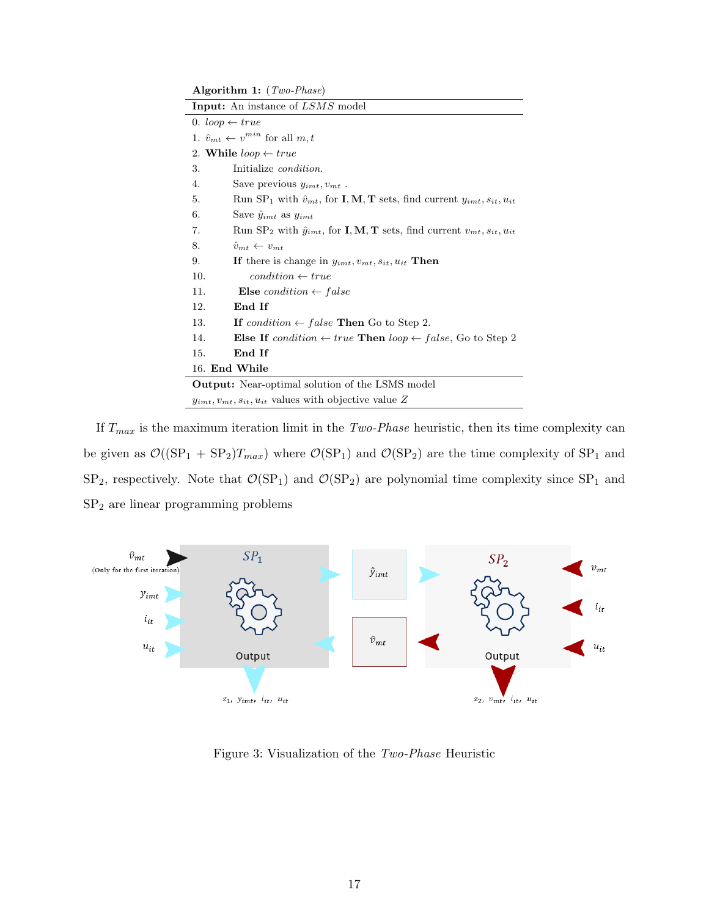**Algorithm 1:** (*Two-Phase*)

**Input:** An instance of *LSMS* model

0. $loop \leftarrow true$
1. $\hat{v}_{mt} \leftarrow v^{min}$ for all $m, t$
2. **While** $loop \leftarrow true$
3. Initialize *condition*.
4. Save previous $y_{imt}, v_{mt}$ .
5. Run $\text{SP}_1$ with $\hat{v}_{mt}$, for $\mathbf{I}, \mathbf{M}, \mathbf{T}$ sets, find current $y_{imt}, s_{it}, u_{it}$
6. Save $\hat{y}_{imt}$ as $y_{imt}$
7. Run $\text{SP}_2$ with $\hat{y}_{imt}$, for $\mathbf{I}, \mathbf{M}, \mathbf{T}$ sets, find current $v_{mt}, s_{it}, u_{it}$
8. $\hat{v}_{mt} \leftarrow v_{mt}$
9. **If** there is change in $y_{imt}, v_{mt}, s_{it}, u_{it}$ **Then**
10. $condition \leftarrow true$
11. **Else** $condition \leftarrow false$
12. **End If**
13. **If** $condition \leftarrow false$ **Then** Go to Step 2.
14. **Else If** $condition \leftarrow true$ **Then** $loop \leftarrow false$, Go to Step 2
15. **End If**
16. **End While**

**Output:** Near-optimal solution of the LSMS model

$y_{imt}, v_{mt}, s_{it}, u_{it}$ values with objective value $Z$

If $T_{max}$ is the maximum iteration limit in the *Two-Phase* heuristic, then its time complexity can be given as $\mathcal{O}((\text{SP}_1 + \text{SP}_2)T_{max})$ where $\mathcal{O}(\text{SP}_1)$ and $\mathcal{O}(\text{SP}_2)$ are the time complexity of $\text{SP}_1$ and $\text{SP}_2$, respectively. Note that $\mathcal{O}(\text{SP}_1)$ and $\mathcal{O}(\text{SP}_2)$ are polynomial time complexity since $\text{SP}_1$ and $\text{SP}_2$ are linear programming problems

$\hat{v}_{mt}$
(Only for the first iteration)
$y_{imt}$
$i_{it}$
$u_{it}$
$SP_1$
Output
$z_1,\ y_{imt},\ i_{it},\ u_{it}$
$\hat{y}_{imt}$
$\hat{v}_{mt}$
$SP_2$
Output
$z_2,\ v_{mt},\ i_{it},\ u_{it}$
$v_{mt}$
$i_{it}$
$u_{it}$

Figure 3: Visualization of the *Two-Phase* Heuristic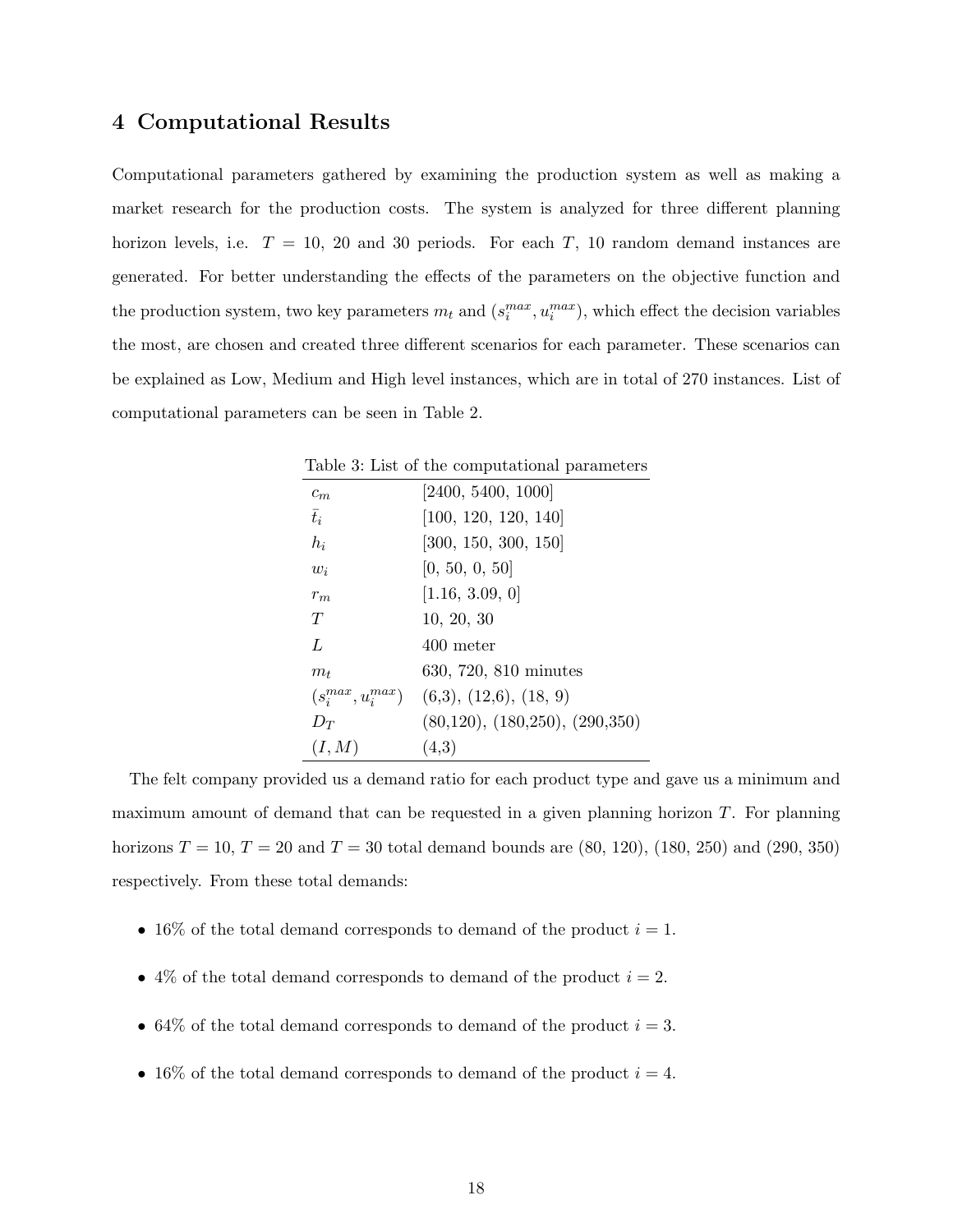## 4 Computational Results

Computational parameters gathered by examining the production system as well as making a market research for the production costs. The system is analyzed for three different planning horizon levels, i.e. $T = 10$, 20 and 30 periods. For each $T$, 10 random demand instances are generated. For better understanding the effects of the parameters on the objective function and the production system, two key parameters $m_t$ and $(s_i^{max}, u_i^{max})$, which effect the decision variables the most, are chosen and created three different scenarios for each parameter. These scenarios can be explained as Low, Medium and High level instances, which are in total of 270 instances. List of computational parameters can be seen in Table 2.

Table 3: List of the computational parameters

| | |
|---|---|
| $c_m$ | [2400, 5400, 1000] |
| $\bar{t}_i$ | [100, 120, 120, 140] |
| $h_i$ | [300, 150, 300, 150] |
| $w_i$ | [0, 50, 0, 50] |
| $r_m$ | [1.16, 3.09, 0] |
| $T$ | 10, 20, 30 |
| $L$ | 400 meter |
| $m_t$ | 630, 720, 810 minutes |
| $(s_i^{max}, u_i^{max})$ | (6,3), (12,6), (18, 9) |
| $D_T$ | (80,120), (180,250), (290,350) |
| $(I, M)$ | (4,3) |

The felt company provided us a demand ratio for each product type and gave us a minimum and maximum amount of demand that can be requested in a given planning horizon $T$. For planning horizons $T = 10$, $T = 20$ and $T = 30$ total demand bounds are (80, 120), (180, 250) and (290, 350) respectively. From these total demands:

- 16% of the total demand corresponds to demand of the product $i = 1$.
- 4% of the total demand corresponds to demand of the product $i = 2$.
- 64% of the total demand corresponds to demand of the product $i = 3$.
- 16% of the total demand corresponds to demand of the product $i = 4$.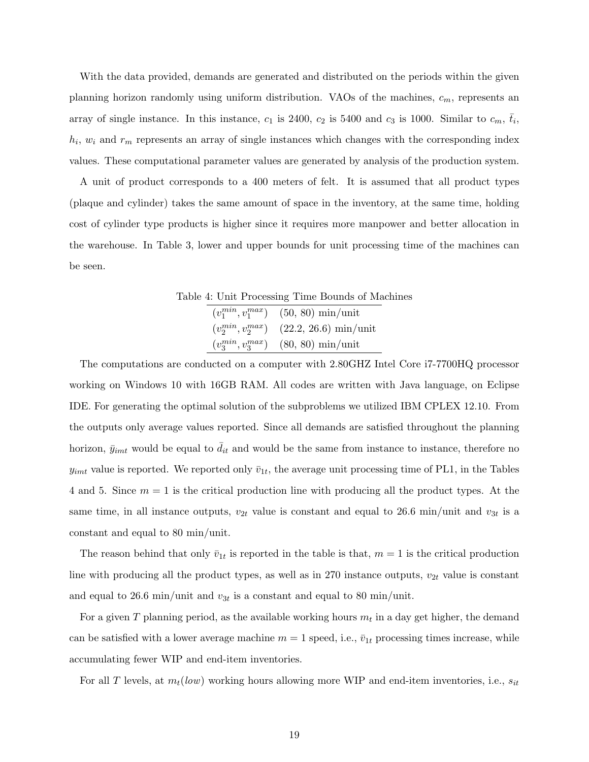With the data provided, demands are generated and distributed on the periods within the given planning horizon randomly using uniform distribution. VAOs of the machines, $c_m$, represents an array of single instance. In this instance, $c_1$ is 2400, $c_2$ is 5400 and $c_3$ is 1000. Similar to $c_m$, $\bar{t}_i$, $h_i$, $w_i$ and $r_m$ represents an array of single instances which changes with the corresponding index values. These computational parameter values are generated by analysis of the production system.

A unit of product corresponds to a 400 meters of felt. It is assumed that all product types (plaque and cylinder) takes the same amount of space in the inventory, at the same time, holding cost of cylinder type products is higher since it requires more manpower and better allocation in the warehouse. In Table 3, lower and upper bounds for unit processing time of the machines can be seen.

Table 4: Unit Processing Time Bounds of Machines

| | |
|---|---|
| $(v_1^{min}, v_1^{max})$ | (50, 80) min/unit |
| $(v_2^{min}, v_2^{max})$ | (22.2, 26.6) min/unit |
| $(v_3^{min}, v_3^{max})$ | (80, 80) min/unit |

The computations are conducted on a computer with 2.80GHZ Intel Core i7-7700HQ processor working on Windows 10 with 16GB RAM. All codes are written with Java language, on Eclipse IDE. For generating the optimal solution of the subproblems we utilized IBM CPLEX 12.10. From the outputs only average values reported. Since all demands are satisfied throughout the planning horizon, $\bar{y}_{imt}$ would be equal to $\bar{d}_{it}$ and would be the same from instance to instance, therefore no $y_{imt}$ value is reported. We reported only $\bar{v}_{1t}$, the average unit processing time of PL1, in the Tables 4 and 5. Since $m = 1$ is the critical production line with producing all the product types. At the same time, in all instance outputs, $v_{2t}$ value is constant and equal to 26.6 min/unit and $v_{3t}$ is a constant and equal to 80 min/unit.

The reason behind that only $\bar{v}_{1t}$ is reported in the table is that, $m = 1$ is the critical production line with producing all the product types, as well as in 270 instance outputs, $v_{2t}$ value is constant and equal to 26.6 min/unit and $v_{3t}$ is a constant and equal to 80 min/unit.

For a given $T$ planning period, as the available working hours $m_t$ in a day get higher, the demand can be satisfied with a lower average machine $m = 1$ speed, i.e., $\bar{v}_{1t}$ processing times increase, while accumulating fewer WIP and end-item inventories.

For all $T$ levels, at $m_t(low)$ working hours allowing more WIP and end-item inventories, i.e., $s_{it}$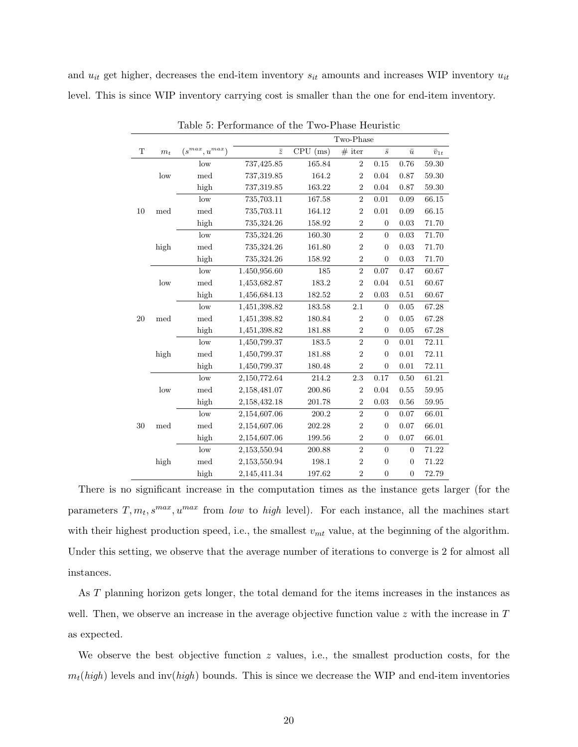and $u_{it}$ get higher, decreases the end-item inventory $s_{it}$ amounts and increases WIP inventory $u_{it}$ level. This is since WIP inventory carrying cost is smaller than the one for end-item inventory.

Table 5: Performance of the Two-Phase Heuristic

| | | | Two-Phase | | | | | |
|---|---|---|---|---|---|---|---|---|
| T | $m_t$ | $(s^{max}, u^{max})$ | $\bar{z}$ | CPU (ms) | # iter | $\bar{s}$ | $\bar{u}$ | $\bar{v}_{1t}$ |
| 10 | low | low | 737,425.85 | 165.84 | 2 | 0.15 | 0.76 | 59.30 |
| | | med | 737,319.85 | 164.2 | 2 | 0.04 | 0.87 | 59.30 |
| | | high | 737,319.85 | 163.22 | 2 | 0.04 | 0.87 | 59.30 |
| | med | low | 735,703.11 | 167.58 | 2 | 0.01 | 0.09 | 66.15 |
| | | med | 735,703.11 | 164.12 | 2 | 0.01 | 0.09 | 66.15 |
| | | high | 735,324.26 | 158.92 | 2 | 0 | 0.03 | 71.70 |
| | high | low | 735,324.26 | 160.30 | 2 | 0 | 0.03 | 71.70 |
| | | med | 735,324.26 | 161.80 | 2 | 0 | 0.03 | 71.70 |
| | | high | 735,324.26 | 158.92 | 2 | 0 | 0.03 | 71.70 |
| 20 | low | low | 1.450,956.60 | 185 | 2 | 0.07 | 0.47 | 60.67 |
| | | med | 1,453,682.87 | 183.2 | 2 | 0.04 | 0.51 | 60.67 |
| | | high | 1,456,684.13 | 182.52 | 2 | 0.03 | 0.51 | 60.67 |
| | med | low | 1,451,398.82 | 183.58 | 2.1 | 0 | 0.05 | 67.28 |
| | | med | 1,451,398.82 | 180.84 | 2 | 0 | 0.05 | 67.28 |
| | | high | 1,451,398.82 | 181.88 | 2 | 0 | 0.05 | 67.28 |
| | high | low | 1,450,799.37 | 183.5 | 2 | 0 | 0.01 | 72.11 |
| | | med | 1,450,799.37 | 181.88 | 2 | 0 | 0.01 | 72.11 |
| | | high | 1,450,799.37 | 180.48 | 2 | 0 | 0.01 | 72.11 |
| 30 | low | low | 2,150,772.64 | 214.2 | 2.3 | 0.17 | 0.50 | 61.21 |
| | | med | 2,158,481.07 | 200.86 | 2 | 0.04 | 0.55 | 59.95 |
| | | high | 2,158,432.18 | 201.78 | 2 | 0.03 | 0.56 | 59.95 |
| | med | low | 2,154,607.06 | 200.2 | 2 | 0 | 0.07 | 66.01 |
| | | med | 2,154,607.06 | 202.28 | 2 | 0 | 0.07 | 66.01 |
| | | high | 2,154,607.06 | 199.56 | 2 | 0 | 0.07 | 66.01 |
| | high | low | 2,153,550.94 | 200.88 | 2 | 0 | 0 | 71.22 |
| | | med | 2,153,550.94 | 198.1 | 2 | 0 | 0 | 71.22 |
| | | high | 2,145,411.34 | 197.62 | 2 | 0 | 0 | 72.79 |

There is no significant increase in the computation times as the instance gets larger (for the parameters $T, m_t, s^{max}, u^{max}$ from *low* to *high* level). For each instance, all the machines start with their highest production speed, i.e., the smallest $v_{mt}$ value, at the beginning of the algorithm. Under this setting, we observe that the average number of iterations to converge is 2 for almost all instances.

As $T$ planning horizon gets longer, the total demand for the items increases in the instances as well. Then, we observe an increase in the average objective function value $z$ with the increase in $T$ as expected.

We observe the best objective function $z$ values, i.e., the smallest production costs, for the $m_t$(*high*) levels and inv(*high*) bounds. This is since we decrease the WIP and end-item inventories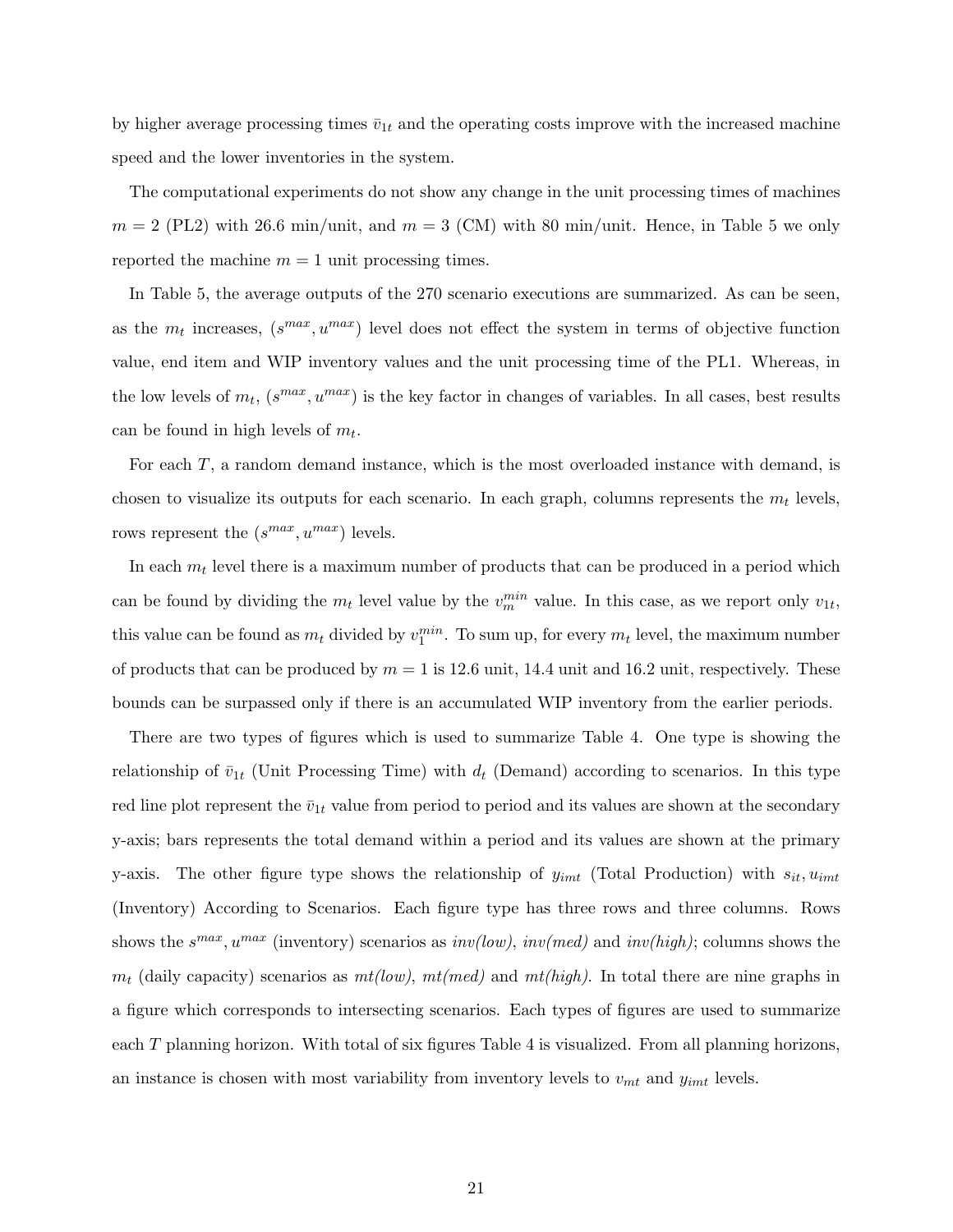by higher average processing times $\bar{v}_{1t}$ and the operating costs improve with the increased machine speed and the lower inventories in the system.

The computational experiments do not show any change in the unit processing times of machines $m = 2$ (PL2) with 26.6 min/unit, and $m = 3$ (CM) with 80 min/unit. Hence, in Table 5 we only reported the machine $m = 1$ unit processing times.

In Table 5, the average outputs of the 270 scenario executions are summarized. As can be seen, as the $m_t$ increases, $(s^{max}, u^{max})$ level does not effect the system in terms of objective function value, end item and WIP inventory values and the unit processing time of the PL1. Whereas, in the low levels of $m_t$, $(s^{max}, u^{max})$ is the key factor in changes of variables. In all cases, best results can be found in high levels of $m_t$.

For each $T$, a random demand instance, which is the most overloaded instance with demand, is chosen to visualize its outputs for each scenario. In each graph, columns represents the $m_t$ levels, rows represent the $(s^{max}, u^{max})$ levels.

In each $m_t$ level there is a maximum number of products that can be produced in a period which can be found by dividing the $m_t$ level value by the $v_m^{min}$ value. In this case, as we report only $v_{1t}$, this value can be found as $m_t$ divided by $v_1^{min}$. To sum up, for every $m_t$ level, the maximum number of products that can be produced by $m = 1$ is 12.6 unit, 14.4 unit and 16.2 unit, respectively. These bounds can be surpassed only if there is an accumulated WIP inventory from the earlier periods.

There are two types of figures which is used to summarize Table 4. One type is showing the relationship of $\bar{v}_{1t}$ (Unit Processing Time) with $d_t$ (Demand) according to scenarios. In this type red line plot represent the $\bar{v}_{1t}$ value from period to period and its values are shown at the secondary y-axis; bars represents the total demand within a period and its values are shown at the primary y-axis. The other figure type shows the relationship of $y_{imt}$ (Total Production) with $s_{it}, u_{imt}$ (Inventory) According to Scenarios. Each figure type has three rows and three columns. Rows shows the $s^{max}, u^{max}$ (inventory) scenarios as *inv(low)*, *inv(med)* and *inv(high)*; columns shows the $m_t$ (daily capacity) scenarios as *mt(low)*, *mt(med)* and *mt(high)*. In total there are nine graphs in a figure which corresponds to intersecting scenarios. Each types of figures are used to summarize each $T$ planning horizon. With total of six figures Table 4 is visualized. From all planning horizons, an instance is chosen with most variability from inventory levels to $v_{mt}$ and $y_{imt}$ levels.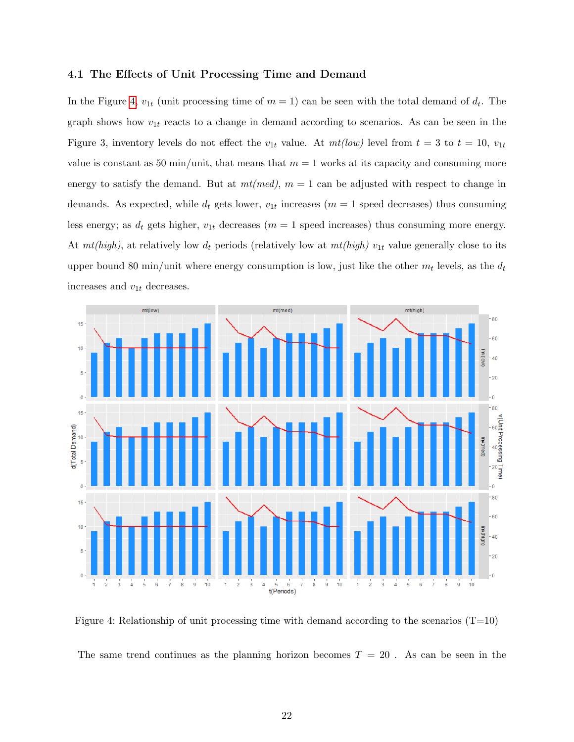### 4.1 The Effects of Unit Processing Time and Demand

In the Figure 4, $v_{1t}$ (unit processing time of $m = 1$) can be seen with the total demand of $d_t$. The graph shows how $v_{1t}$ reacts to a change in demand according to scenarios. As can be seen in the Figure 3, inventory levels do not effect the $v_{1t}$ value. At *mt(low)* level from $t = 3$ to $t = 10$, $v_{1t}$ value is constant as 50 min/unit, that means that $m = 1$ works at its capacity and consuming more energy to satisfy the demand. But at *mt(med)*, $m = 1$ can be adjusted with respect to change in demands. As expected, while $d_t$ gets lower, $v_{1t}$ increases ($m = 1$ speed decreases) thus consuming less energy; as $d_t$ gets higher, $v_{1t}$ decreases ($m = 1$ speed increases) thus consuming more energy. At *mt(high)*, at relatively low $d_t$ periods (relatively low at *mt(high)* $v_{1t}$ value generally close to its upper bound 80 min/unit where energy consumption is low, just like the other $m_t$ levels, as the $d_t$ increases and $v_{1t}$ decreases.

mt(low)
mt(med)
mt(high)
inv(low)
inv(med)
inv(high)
d(Total Demand)
v(Unit Processing Time)
t(Periods)
0
5
10
15
0
20
40
60
80
1 2 3 4 5 6 7 8 9 10

Figure 4: Relationship of unit processing time with demand according to the scenarios (T=10)

The same trend continues as the planning horizon becomes $T = 20$ . As can be seen in the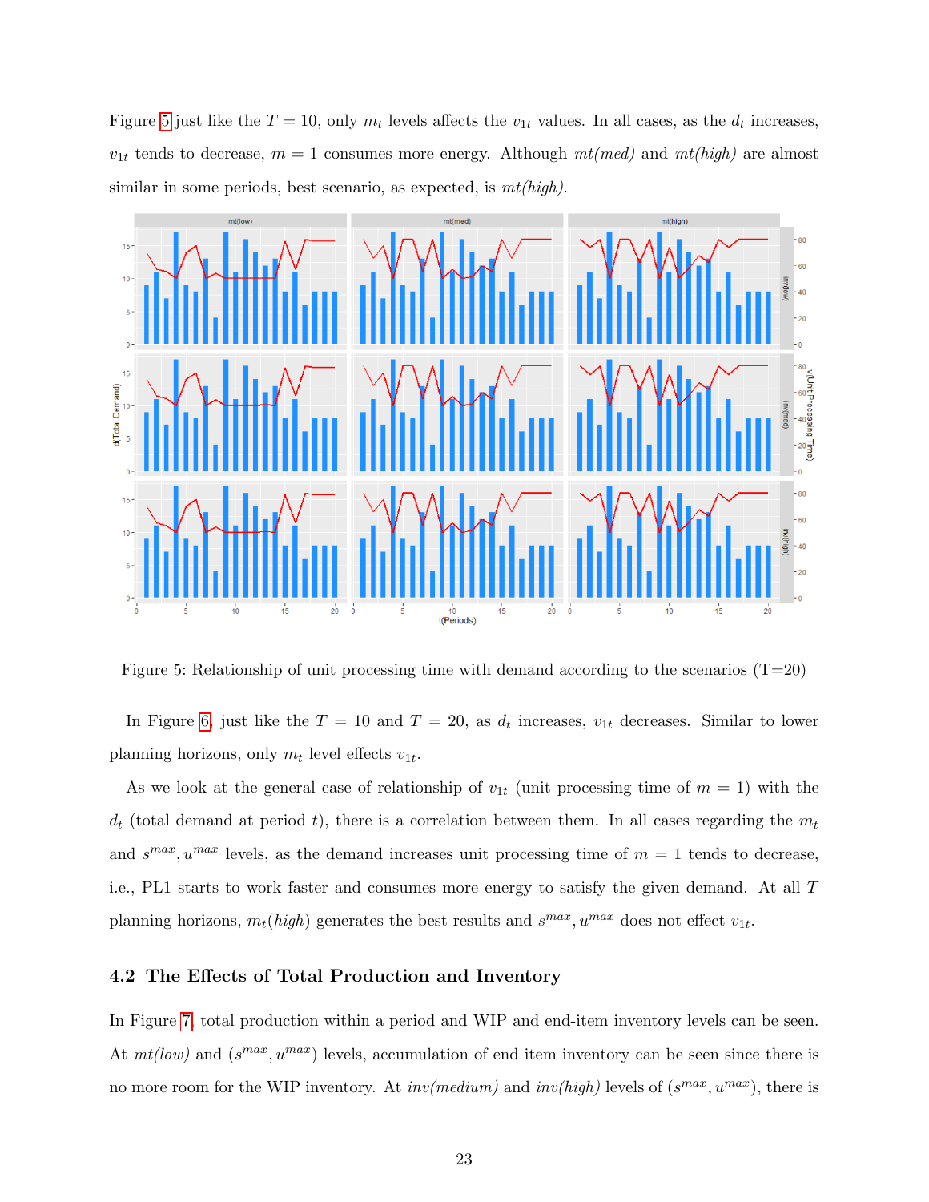Figure 5 just like the $T = 10$, only $m_t$ levels affects the $v_{1t}$ values. In all cases, as the $d_t$ increases, $v_{1t}$ tends to decrease, $m = 1$ consumes more energy. Although *mt(med)* and *mt(high)* are almost similar in some periods, best scenario, as expected, is *mt(high)*.

mt(low)
mt(med)
mt(high)
d(Total Demand)
v(Unit Processing Time)
inv(low)
inv(med)
inv(high)
t(Periods)
0
5
10
15
20
0
5
10
15
20
40
60
80

Figure 5: Relationship of unit processing time with demand according to the scenarios (T=20)

In Figure 6, just like the $T = 10$ and $T = 20$, as $d_t$ increases, $v_{1t}$ decreases. Similar to lower planning horizons, only $m_t$ level effects $v_{1t}$.

As we look at the general case of relationship of $v_{1t}$ (unit processing time of $m = 1$) with the $d_t$ (total demand at period $t$), there is a correlation between them. In all cases regarding the $m_t$ and $s^{max}, u^{max}$ levels, as the demand increases unit processing time of $m = 1$ tends to decrease, i.e., PL1 starts to work faster and consumes more energy to satisfy the given demand. At all $T$ planning horizons, $m_t(high)$ generates the best results and $s^{max}, u^{max}$ does not effect $v_{1t}$.

## 4.2 The Effects of Total Production and Inventory

In Figure 7, total production within a period and WIP and end-item inventory levels can be seen. At *mt(low)* and ($s^{max}, u^{max}$) levels, accumulation of end item inventory can be seen since there is no more room for the WIP inventory. At *inv(medium)* and *inv(high)* levels of ($s^{max}, u^{max}$), there is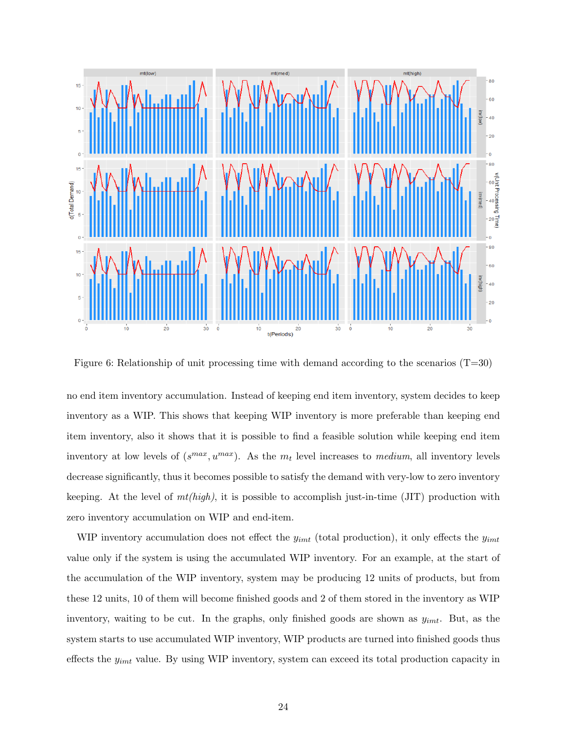Figure 6: Relationship of unit processing time with demand according to the scenarios (T=30)

no end item inventory accumulation. Instead of keeping end item inventory, system decides to keep inventory as a WIP. This shows that keeping WIP inventory is more preferable than keeping end item inventory, also it shows that it is possible to find a feasible solution while keeping end item inventory at low levels of $(s^{max}, u^{max})$. As the $m_t$ level increases to *medium*, all inventory levels decrease significantly, thus it becomes possible to satisfy the demand with very-low to zero inventory keeping. At the level of *mt(high)*, it is possible to accomplish just-in-time (JIT) production with zero inventory accumulation on WIP and end-item.

WIP inventory accumulation does not effect the $y_{imt}$ (total production), it only effects the $y_{imt}$ value only if the system is using the accumulated WIP inventory. For an example, at the start of the accumulation of the WIP inventory, system may be producing 12 units of products, but from these 12 units, 10 of them will become finished goods and 2 of them stored in the inventory as WIP inventory, waiting to be cut. In the graphs, only finished goods are shown as $y_{imt}$. But, as the system starts to use accumulated WIP inventory, WIP products are turned into finished goods thus effects the $y_{imt}$ value. By using WIP inventory, system can exceed its total production capacity in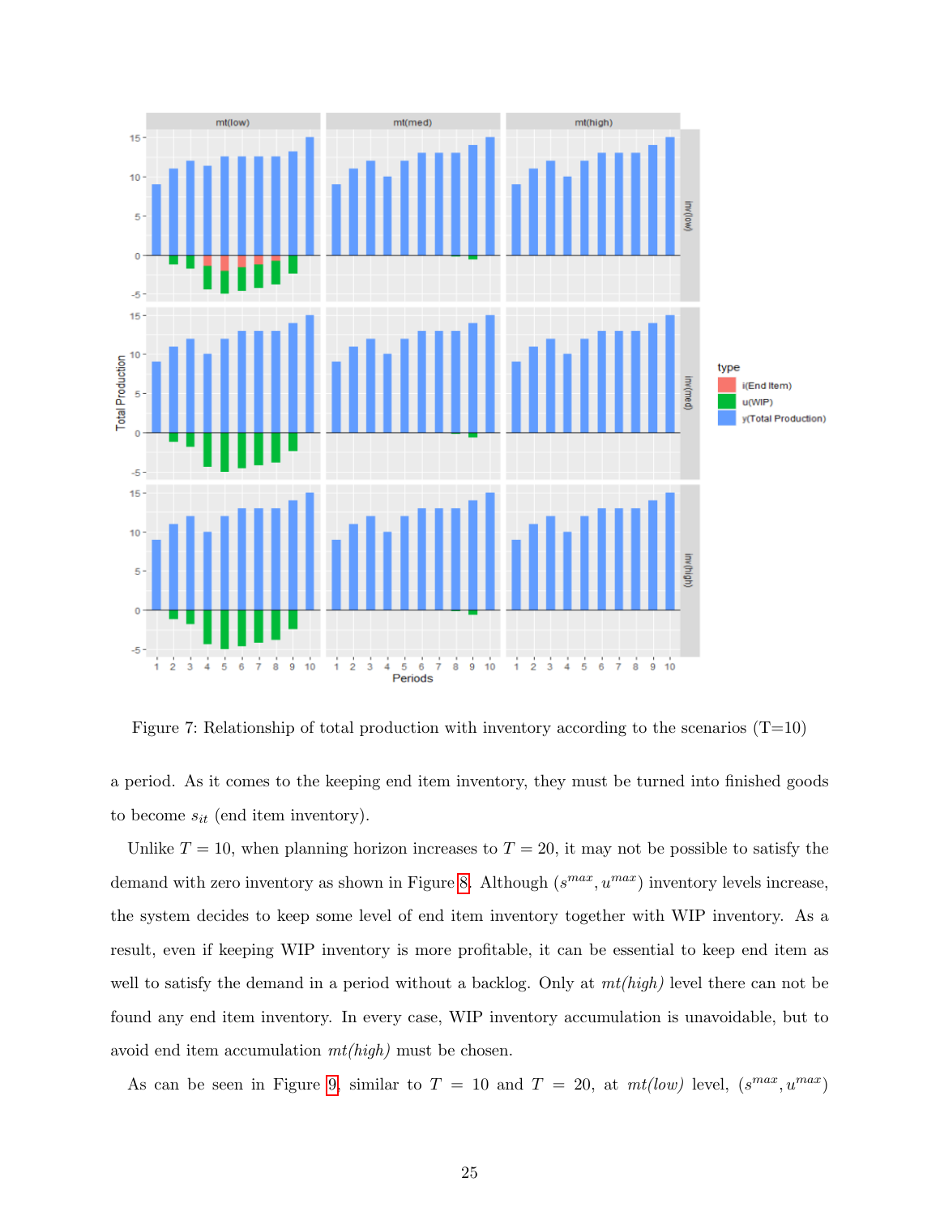mt(low)
mt(med)
mt(high)

inv(low)
inv(med)
inv(high)

Total Production

Periods

15
10
5
0
-5

1 2 3 4 5 6 7 8 9 10

type
i(End Item)
u(WIP)
y(Total Production)

Figure 7: Relationship of total production with inventory according to the scenarios (T=10)

a period. As it comes to the keeping end item inventory, they must be turned into finished goods to become $s_{it}$ (end item inventory).

Unlike $T = 10$, when planning horizon increases to $T = 20$, it may not be possible to satisfy the demand with zero inventory as shown in Figure 8. Although ($s^{max}, u^{max}$) inventory levels increase, the system decides to keep some level of end item inventory together with WIP inventory. As a result, even if keeping WIP inventory is more profitable, it can be essential to keep end item as well to satisfy the demand in a period without a backlog. Only at *mt(high)* level there can not be found any end item inventory. In every case, WIP inventory accumulation is unavoidable, but to avoid end item accumulation *mt(high)* must be chosen.

As can be seen in Figure 9, similar to $T = 10$ and $T = 20$, at *mt(low)* level, ($s^{max}, u^{max}$)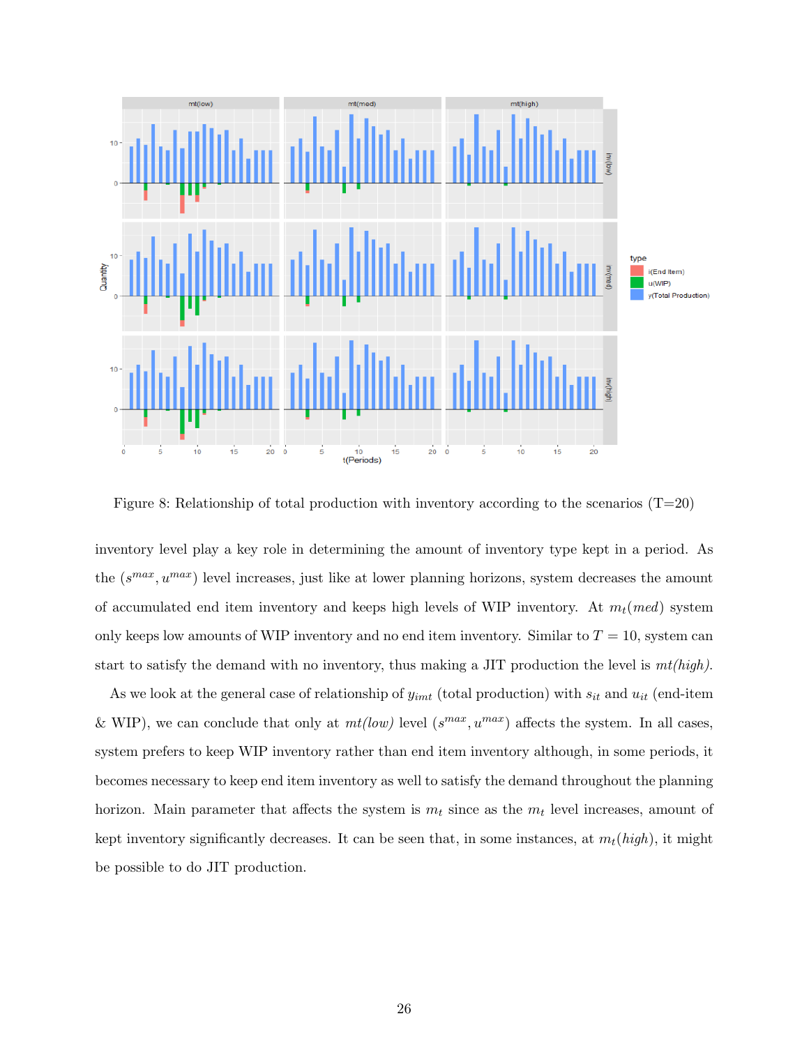Figure 8: Relationship of total production with inventory according to the scenarios (T=20)

inventory level play a key role in determining the amount of inventory type kept in a period. As the $(s^{max}, u^{max})$ level increases, just like at lower planning horizons, system decreases the amount of accumulated end item inventory and keeps high levels of WIP inventory. At $m_t(med)$ system only keeps low amounts of WIP inventory and no end item inventory. Similar to $T = 10$, system can start to satisfy the demand with no inventory, thus making a JIT production the level is *mt(high)*.

As we look at the general case of relationship of $y_{imt}$ (total production) with $s_{it}$ and $u_{it}$ (end-item & WIP), we can conclude that only at *mt(low)* level $(s^{max}, u^{max})$ affects the system. In all cases, system prefers to keep WIP inventory rather than end item inventory although, in some periods, it becomes necessary to keep end item inventory as well to satisfy the demand throughout the planning horizon. Main parameter that affects the system is $m_t$ since as the $m_t$ level increases, amount of kept inventory significantly decreases. It can be seen that, in some instances, at $m_t(high)$, it might be possible to do JIT production.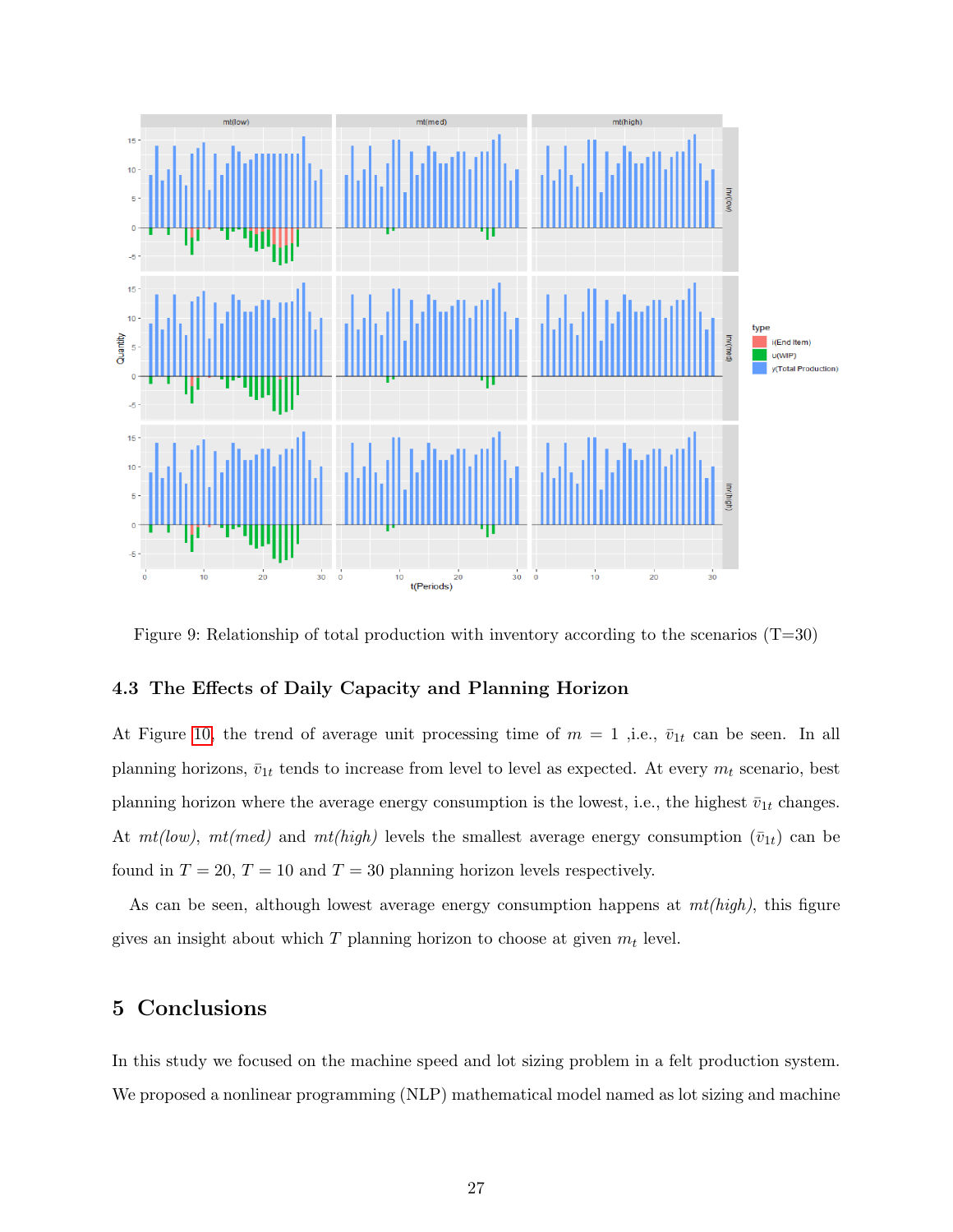mt(low)
mt(med)
mt(high)
inv(low)
inv(med)
inv(high)
Quantity
t(Periods)
type
i(End Item)
u(WIP)
y(Total Production)
15
10
5
0
-5
0
10
20
30

Figure 9: Relationship of total production with inventory according to the scenarios (T=30)

### 4.3 The Effects of Daily Capacity and Planning Horizon

At Figure 10, the trend of average unit processing time of $m = 1$ ,i.e., $\bar{v}_{1t}$ can be seen. In all planning horizons, $\bar{v}_{1t}$ tends to increase from level to level as expected. At every $m_t$ scenario, best planning horizon where the average energy consumption is the lowest, i.e., the highest $\bar{v}_{1t}$ changes. At *mt(low)*, *mt(med)* and *mt(high)* levels the smallest average energy consumption ($\bar{v}_{1t}$) can be found in $T = 20$, $T = 10$ and $T = 30$ planning horizon levels respectively.

As can be seen, although lowest average energy consumption happens at *mt(high)*, this figure gives an insight about which $T$ planning horizon to choose at given $m_t$ level.

## 5 Conclusions

In this study we focused on the machine speed and lot sizing problem in a felt production system. We proposed a nonlinear programming (NLP) mathematical model named as lot sizing and machine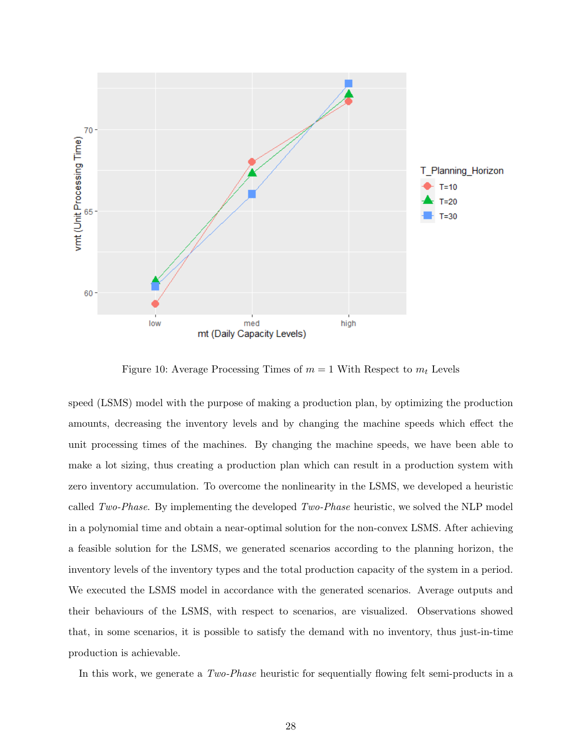vmt (Unit Processing Time)

70

65

60

low

med

high

mt (Daily Capacity Levels)

T_Planning_Horizon

T=10

T=20

T=30

Figure 10: Average Processing Times of $m = 1$ With Respect to $m_t$ Levels

speed (LSMS) model with the purpose of making a production plan, by optimizing the production amounts, decreasing the inventory levels and by changing the machine speeds which effect the unit processing times of the machines. By changing the machine speeds, we have been able to make a lot sizing, thus creating a production plan which can result in a production system with zero inventory accumulation. To overcome the nonlinearity in the LSMS, we developed a heuristic called *Two-Phase*. By implementing the developed *Two-Phase* heuristic, we solved the NLP model in a polynomial time and obtain a near-optimal solution for the non-convex LSMS. After achieving a feasible solution for the LSMS, we generated scenarios according to the planning horizon, the inventory levels of the inventory types and the total production capacity of the system in a period. We executed the LSMS model in accordance with the generated scenarios. Average outputs and their behaviours of the LSMS, with respect to scenarios, are visualized. Observations showed that, in some scenarios, it is possible to satisfy the demand with no inventory, thus just-in-time production is achievable.

In this work, we generate a *Two-Phase* heuristic for sequentially flowing felt semi-products in a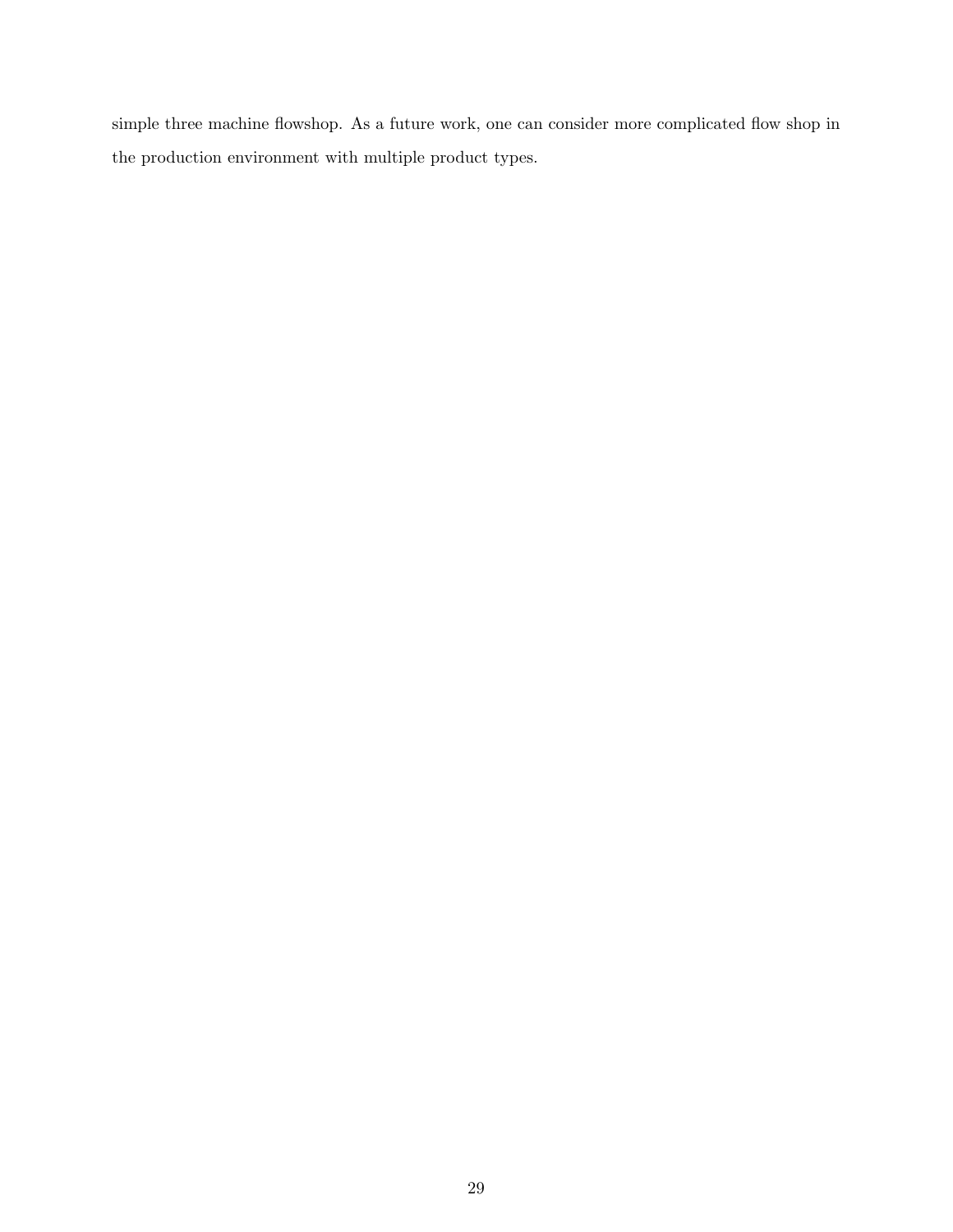simple three machine flowshop. As a future work, one can consider more complicated flow shop in the production environment with multiple product types.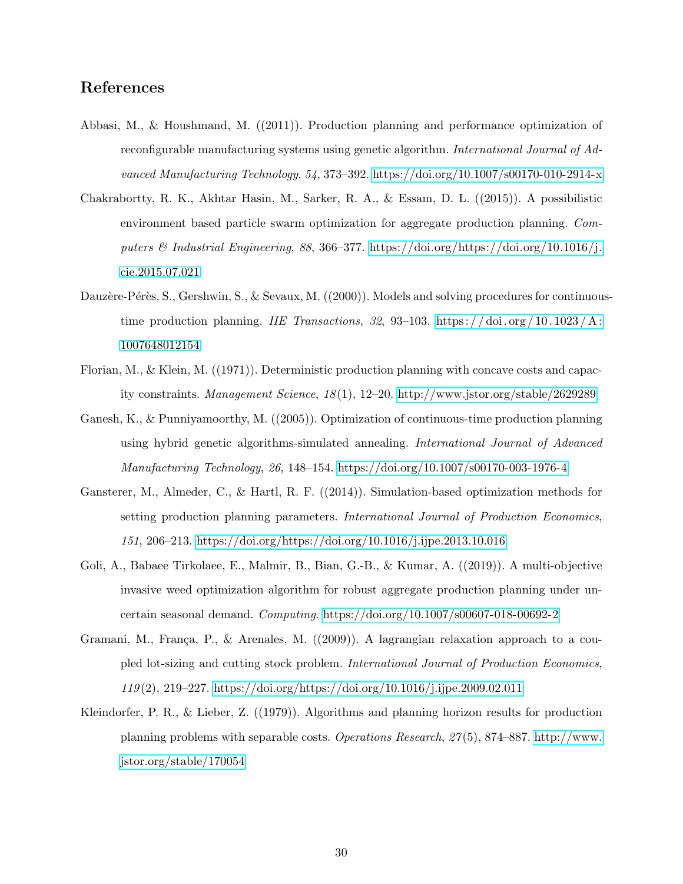## References

Abbasi, M., & Houshmand, M. ((2011)). Production planning and performance optimization of reconfigurable manufacturing systems using genetic algorithm. *International Journal of Advanced Manufacturing Technology*, *54*, 373–392. https://doi.org/10.1007/s00170-010-2914-x

Chakrabortty, R. K., Akhtar Hasin, M., Sarker, R. A., & Essam, D. L. ((2015)). A possibilistic environment based particle swarm optimization for aggregate production planning. *Computers & Industrial Engineering*, *88*, 366–377. https://doi.org/https://doi.org/10.1016/j.cie.2015.07.021

Dauzère-Pérès, S., Gershwin, S., & Sevaux, M. ((2000)). Models and solving procedures for continuous-time production planning. *IIE Transactions*, *32*, 93–103. https://doi.org/10.1023/A:1007648012154

Florian, M., & Klein, M. ((1971)). Deterministic production planning with concave costs and capacity constraints. *Management Science*, *18*(1), 12–20. http://www.jstor.org/stable/2629289

Ganesh, K., & Punniyamoorthy, M. ((2005)). Optimization of continuous-time production planning using hybrid genetic algorithms-simulated annealing. *International Journal of Advanced Manufacturing Technology*, *26*, 148–154. https://doi.org/10.1007/s00170-003-1976-4

Gansterer, M., Almeder, C., & Hartl, R. F. ((2014)). Simulation-based optimization methods for setting production planning parameters. *International Journal of Production Economics*, *151*, 206–213. https://doi.org/https://doi.org/10.1016/j.ijpe.2013.10.016

Goli, A., Babaee Tirkolaee, E., Malmir, B., Bian, G.-B., & Kumar, A. ((2019)). A multi-objective invasive weed optimization algorithm for robust aggregate production planning under uncertain seasonal demand. *Computing*. https://doi.org/10.1007/s00607-018-00692-2

Gramani, M., França, P., & Arenales, M. ((2009)). A lagrangian relaxation approach to a coupled lot-sizing and cutting stock problem. *International Journal of Production Economics*, *119*(2), 219–227. https://doi.org/https://doi.org/10.1016/j.ijpe.2009.02.011

Kleindorfer, P. R., & Lieber, Z. ((1979)). Algorithms and planning horizon results for production planning problems with separable costs. *Operations Research*, *27*(5), 874–887. http://www.jstor.org/stable/170054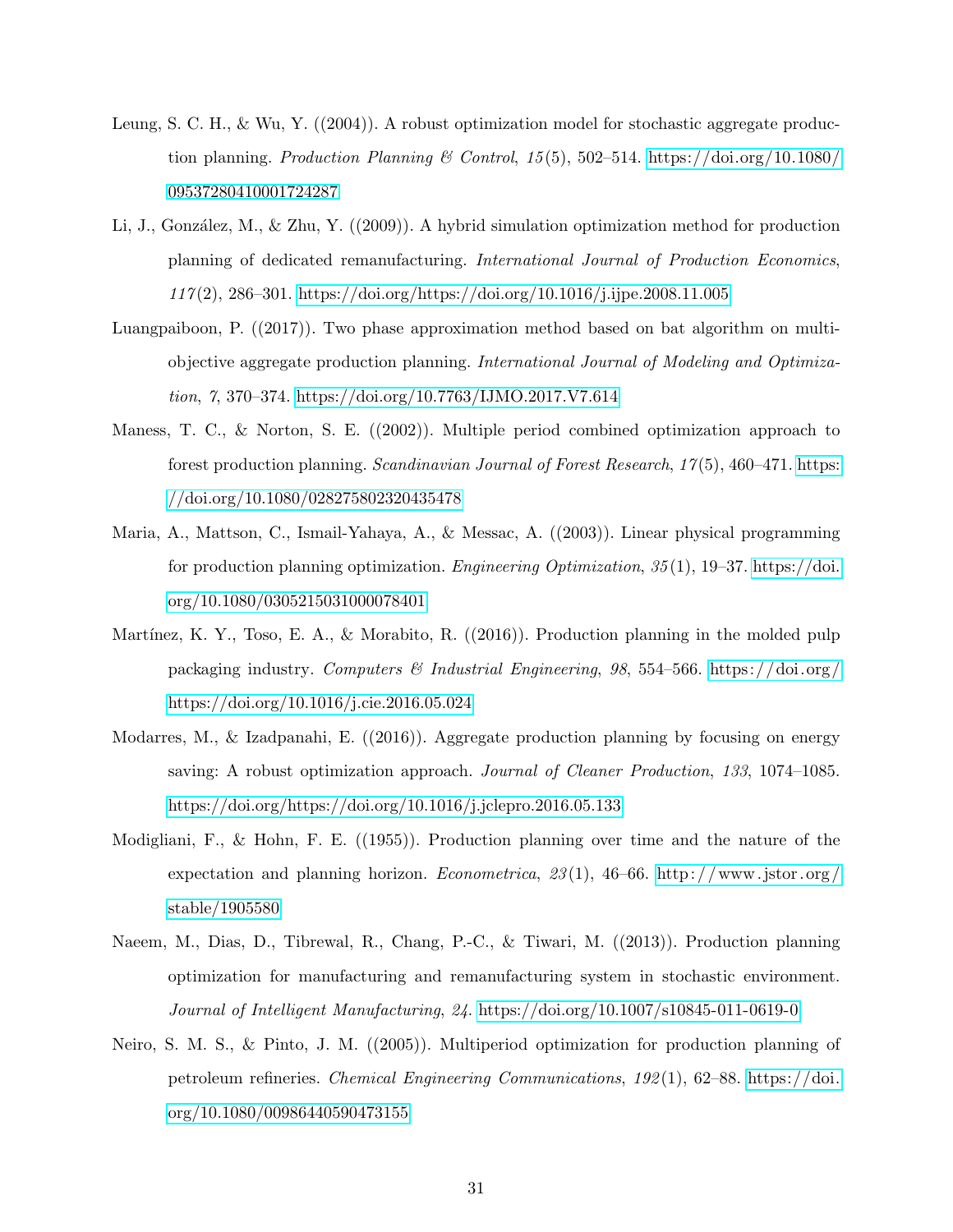Leung, S. C. H., & Wu, Y. ((2004)). A robust optimization model for stochastic aggregate production planning. *Production Planning & Control*, *15*(5), 502–514. https://doi.org/10.1080/09537280410001724287

Li, J., González, M., & Zhu, Y. ((2009)). A hybrid simulation optimization method for production planning of dedicated remanufacturing. *International Journal of Production Economics*, *117*(2), 286–301. https://doi.org/https://doi.org/10.1016/j.ijpe.2008.11.005

Luangpaiboon, P. ((2017)). Two phase approximation method based on bat algorithm on multi-objective aggregate production planning. *International Journal of Modeling and Optimization*, *7*, 370–374. https://doi.org/10.7763/IJMO.2017.V7.614

Maness, T. C., & Norton, S. E. ((2002)). Multiple period combined optimization approach to forest production planning. *Scandinavian Journal of Forest Research*, *17*(5), 460–471. https://doi.org/10.1080/028275802320435478

Maria, A., Mattson, C., Ismail-Yahaya, A., & Messac, A. ((2003)). Linear physical programming for production planning optimization. *Engineering Optimization*, *35*(1), 19–37. https://doi.org/10.1080/0305215031000078401

Martínez, K. Y., Toso, E. A., & Morabito, R. ((2016)). Production planning in the molded pulp packaging industry. *Computers & Industrial Engineering*, *98*, 554–566. https://doi.org/https://doi.org/10.1016/j.cie.2016.05.024

Modarres, M., & Izadpanahi, E. ((2016)). Aggregate production planning by focusing on energy saving: A robust optimization approach. *Journal of Cleaner Production*, *133*, 1074–1085. https://doi.org/https://doi.org/10.1016/j.jclepro.2016.05.133

Modigliani, F., & Hohn, F. E. ((1955)). Production planning over time and the nature of the expectation and planning horizon. *Econometrica*, *23*(1), 46–66. http://www.jstor.org/stable/1905580

Naeem, M., Dias, D., Tibrewal, R., Chang, P.-C., & Tiwari, M. ((2013)). Production planning optimization for manufacturing and remanufacturing system in stochastic environment. *Journal of Intelligent Manufacturing*, *24*. https://doi.org/10.1007/s10845-011-0619-0

Neiro, S. M. S., & Pinto, J. M. ((2005)). Multiperiod optimization for production planning of petroleum refineries. *Chemical Engineering Communications*, *192*(1), 62–88. https://doi.org/10.1080/00986440590473155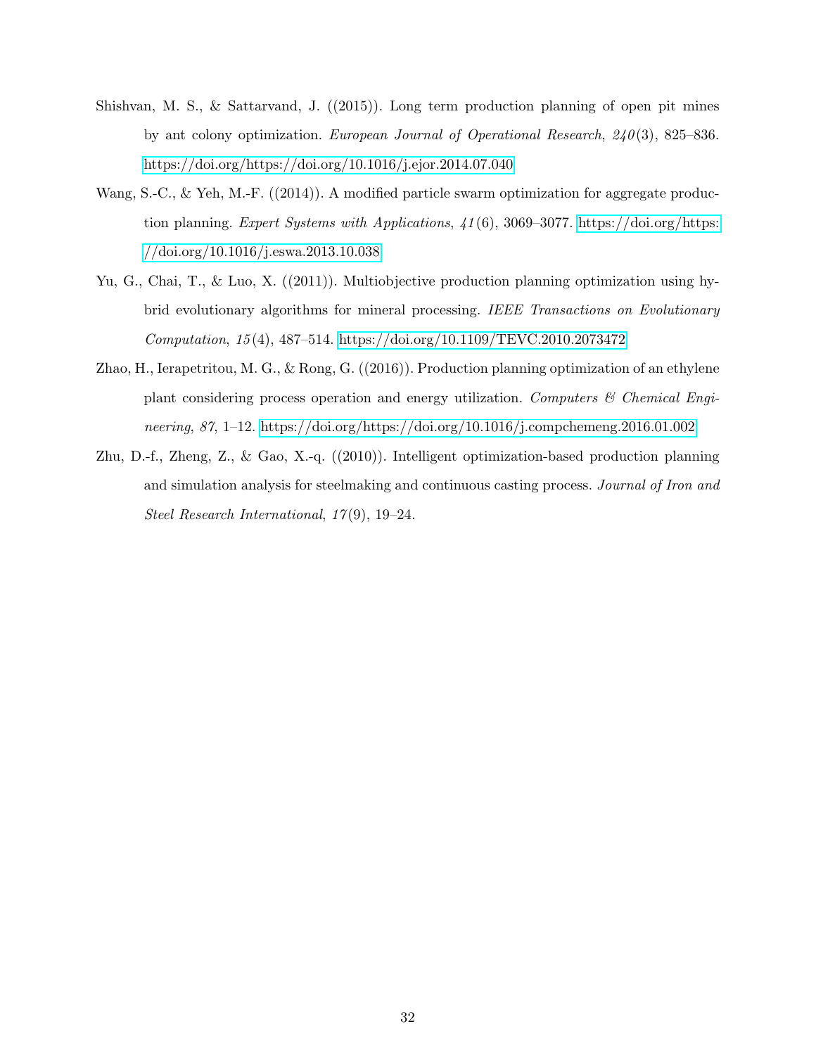Shishvan, M. S., & Sattarvand, J. ((2015)). Long term production planning of open pit mines by ant colony optimization. *European Journal of Operational Research*, *240*(3), 825–836. https://doi.org/https://doi.org/10.1016/j.ejor.2014.07.040

Wang, S.-C., & Yeh, M.-F. ((2014)). A modified particle swarm optimization for aggregate production planning. *Expert Systems with Applications*, *41*(6), 3069–3077. https://doi.org/https://doi.org/10.1016/j.eswa.2013.10.038

Yu, G., Chai, T., & Luo, X. ((2011)). Multiobjective production planning optimization using hybrid evolutionary algorithms for mineral processing. *IEEE Transactions on Evolutionary Computation*, *15*(4), 487–514. https://doi.org/10.1109/TEVC.2010.2073472

Zhao, H., Ierapetritou, M. G., & Rong, G. ((2016)). Production planning optimization of an ethylene plant considering process operation and energy utilization. *Computers & Chemical Engineering*, *87*, 1–12. https://doi.org/https://doi.org/10.1016/j.compchemeng.2016.01.002

Zhu, D.-f., Zheng, Z., & Gao, X.-q. ((2010)). Intelligent optimization-based production planning and simulation analysis for steelmaking and continuous casting process. *Journal of Iron and Steel Research International*, *17*(9), 19–24.